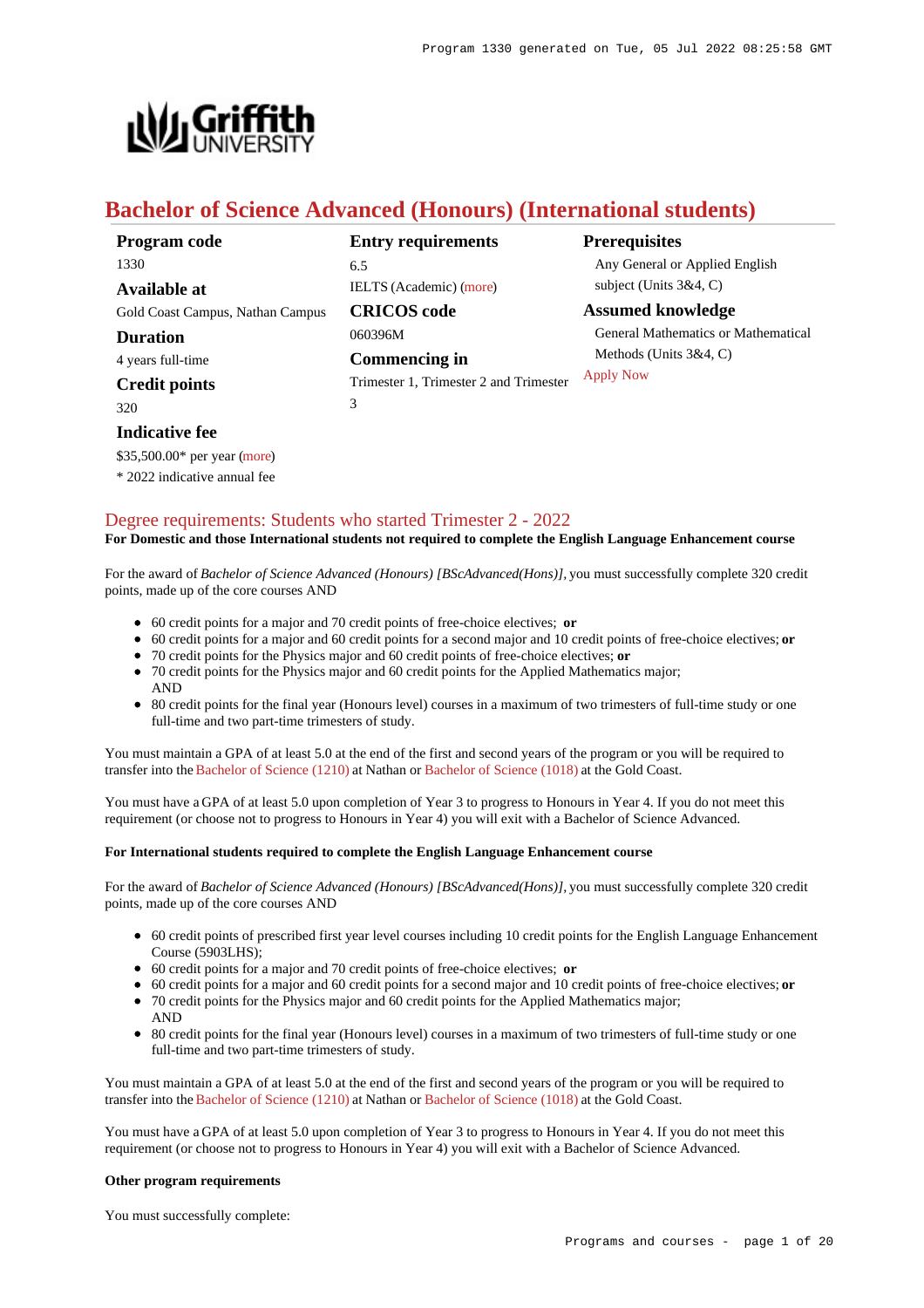# Bachelor of Science Advanced (Honours) (International students)

**Program code**
1330

**Available at**
Gold Coast Campus, Nathan Campus

**Duration**
4 years full-time

**Credit points**
320

**Indicative fee**
$35,500.00* per year (more)
* 2022 indicative annual fee

**Entry requirements**
6.5
IELTS (Academic) (more)

**CRICOS code**
060396M

**Commencing in**
Trimester 1, Trimester 2 and Trimester 3

**Prerequisites**
Any General or Applied English subject (Units 3&4, C)

**Assumed knowledge**
General Mathematics or Mathematical Methods (Units 3&4, C)

Apply Now

## Degree requirements: Students who started Trimester 2 - 2022

**For Domestic and those International students not required to complete the English Language Enhancement course**

For the award of *Bachelor of Science Advanced (Honours) [BScAdvanced(Hons)]*, you must successfully complete 320 credit points, made up of the core courses AND

- 60 credit points for a major and 70 credit points of free-choice electives; **or**
- 60 credit points for a major and 60 credit points for a second major and 10 credit points of free-choice electives; **or**
- 70 credit points for the Physics major and 60 credit points of free-choice electives; **or**
- 70 credit points for the Physics major and 60 credit points for the Applied Mathematics major;
  AND
- 80 credit points for the final year (Honours level) courses in a maximum of two trimesters of full-time study or one full-time and two part-time trimesters of study.

You must maintain a GPA of at least 5.0 at the end of the first and second years of the program or you will be required to transfer into the Bachelor of Science (1210) at Nathan or Bachelor of Science (1018) at the Gold Coast.

You must have a GPA of at least 5.0 upon completion of Year 3 to progress to Honours in Year 4. If you do not meet this requirement (or choose not to progress to Honours in Year 4) you will exit with a Bachelor of Science Advanced.

**For International students required to complete the English Language Enhancement course**

For the award of *Bachelor of Science Advanced (Honours) [BScAdvanced(Hons)]*, you must successfully complete 320 credit points, made up of the core courses AND

- 60 credit points of prescribed first year level courses including 10 credit points for the English Language Enhancement Course (5903LHS);
- 60 credit points for a major and 70 credit points of free-choice electives; **or**
- 60 credit points for a major and 60 credit points for a second major and 10 credit points of free-choice electives; **or**
- 70 credit points for the Physics major and 60 credit points for the Applied Mathematics major;
  AND
- 80 credit points for the final year (Honours level) courses in a maximum of two trimesters of full-time study or one full-time and two part-time trimesters of study.

You must maintain a GPA of at least 5.0 at the end of the first and second years of the program or you will be required to transfer into the Bachelor of Science (1210) at Nathan or Bachelor of Science (1018) at the Gold Coast.

You must have a GPA of at least 5.0 upon completion of Year 3 to progress to Honours in Year 4. If you do not meet this requirement (or choose not to progress to Honours in Year 4) you will exit with a Bachelor of Science Advanced.

**Other program requirements**

You must successfully complete: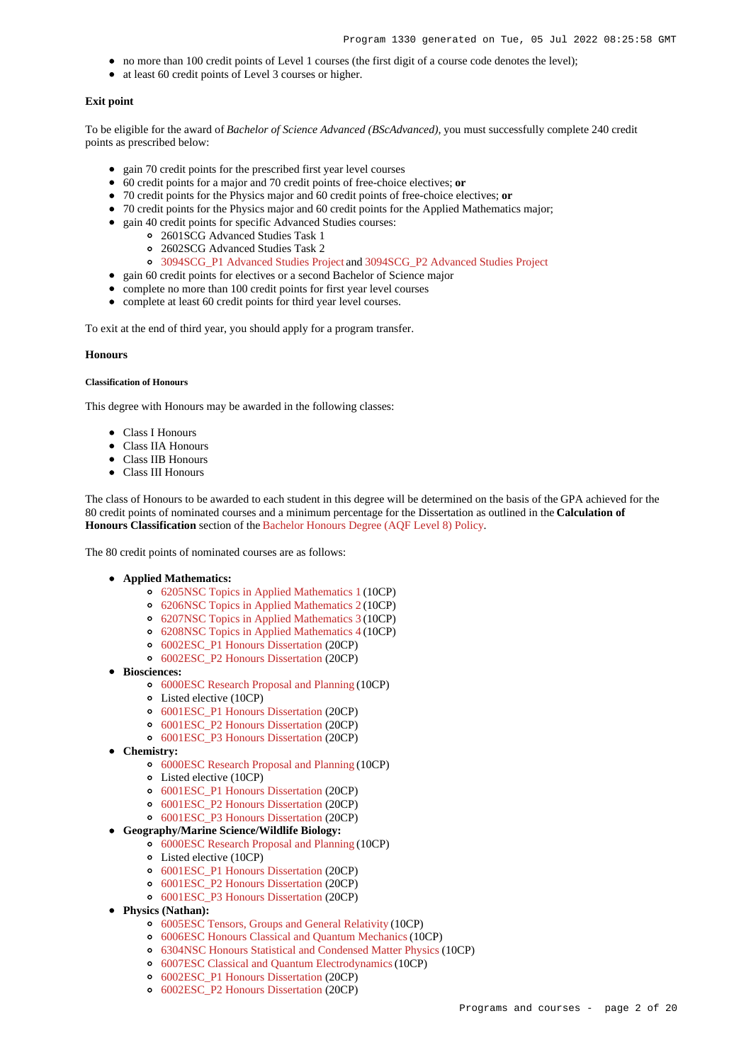- no more than 100 credit points of Level 1 courses (the first digit of a course code denotes the level);
- at least 60 credit points of Level 3 courses or higher.

**Exit point**

To be eligible for the award of *Bachelor of Science Advanced (BScAdvanced)*, you must successfully complete 240 credit points as prescribed below:

- gain 70 credit points for the prescribed first year level courses
- 60 credit points for a major and 70 credit points of free-choice electives; **or**
- 70 credit points for the Physics major and 60 credit points of free-choice electives; **or**
- 70 credit points for the Physics major and 60 credit points for the Applied Mathematics major;
- gain 40 credit points for specific Advanced Studies courses:
  - 2601SCG Advanced Studies Task 1
  - 2602SCG Advanced Studies Task 2
  - 3094SCG_P1 Advanced Studies Project and 3094SCG_P2 Advanced Studies Project
- gain 60 credit points for electives or a second Bachelor of Science major
- complete no more than 100 credit points for first year level courses
- complete at least 60 credit points for third year level courses.

To exit at the end of third year, you should apply for a program transfer.

**Honours**

**Classification of Honours**

This degree with Honours may be awarded in the following classes:

- Class I Honours
- Class IIA Honours
- Class IIB Honours
- Class III Honours

The class of Honours to be awarded to each student in this degree will be determined on the basis of the GPA achieved for the 80 credit points of nominated courses and a minimum percentage for the Dissertation as outlined in the **Calculation of Honours Classification** section of the Bachelor Honours Degree (AQF Level 8) Policy.

The 80 credit points of nominated courses are as follows:

- **Applied Mathematics:**
  - 6205NSC Topics in Applied Mathematics 1 (10CP)
  - 6206NSC Topics in Applied Mathematics 2 (10CP)
  - 6207NSC Topics in Applied Mathematics 3 (10CP)
  - 6208NSC Topics in Applied Mathematics 4 (10CP)
  - 6002ESC_P1 Honours Dissertation (20CP)
  - 6002ESC_P2 Honours Dissertation (20CP)
- **Biosciences:**
  - 6000ESC Research Proposal and Planning (10CP)
  - Listed elective (10CP)
  - 6001ESC_P1 Honours Dissertation (20CP)
  - 6001ESC_P2 Honours Dissertation (20CP)
  - 6001ESC_P3 Honours Dissertation (20CP)
- **Chemistry:**
  - 6000ESC Research Proposal and Planning (10CP)
  - Listed elective (10CP)
  - 6001ESC_P1 Honours Dissertation (20CP)
  - 6001ESC_P2 Honours Dissertation (20CP)
  - 6001ESC_P3 Honours Dissertation (20CP)
- **Geography/Marine Science/Wildlife Biology:**
  - 6000ESC Research Proposal and Planning (10CP)
  - Listed elective (10CP)
  - 6001ESC_P1 Honours Dissertation (20CP)
  - 6001ESC_P2 Honours Dissertation (20CP)
  - 6001ESC_P3 Honours Dissertation (20CP)
- **Physics (Nathan):**
  - 6005ESC Tensors, Groups and General Relativity (10CP)
  - 6006ESC Honours Classical and Quantum Mechanics (10CP)
  - 6304NSC Honours Statistical and Condensed Matter Physics (10CP)
  - 6007ESC Classical and Quantum Electrodynamics (10CP)
  - 6002ESC_P1 Honours Dissertation (20CP)
  - 6002ESC_P2 Honours Dissertation (20CP)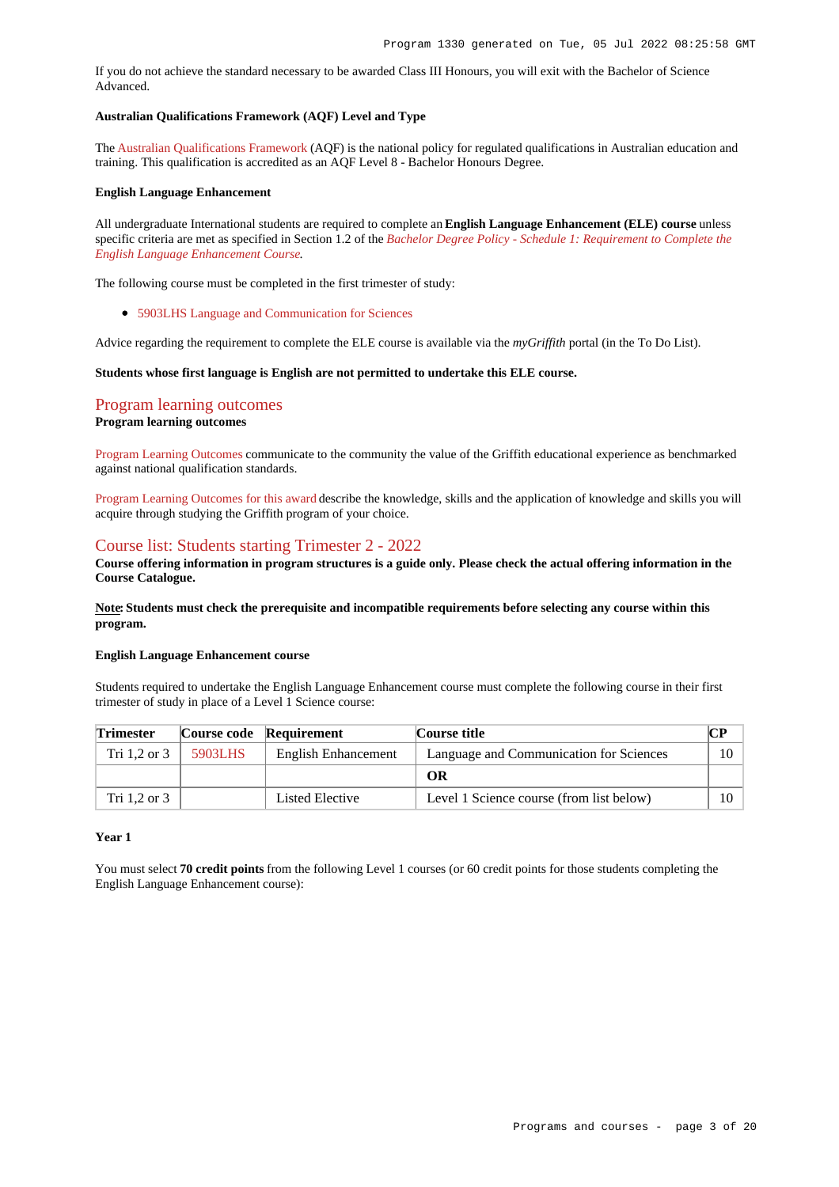If you do not achieve the standard necessary to be awarded Class III Honours, you will exit with the Bachelor of Science Advanced.

#### Australian Qualifications Framework (AQF) Level and Type

The Australian Qualifications Framework (AQF) is the national policy for regulated qualifications in Australian education and training. This qualification is accredited as an AQF Level 8 - Bachelor Honours Degree.

#### English Language Enhancement

All undergraduate International students are required to complete an **English Language Enhancement (ELE) course** unless specific criteria are met as specified in Section 1.2 of the *Bachelor Degree Policy - Schedule 1: Requirement to Complete the English Language Enhancement Course*.

The following course must be completed in the first trimester of study:

- 5903LHS Language and Communication for Sciences

Advice regarding the requirement to complete the ELE course is available via the *myGriffith* portal (in the To Do List).

**Students whose first language is English are not permitted to undertake this ELE course.**

## Program learning outcomes

**Program learning outcomes**

Program Learning Outcomes communicate to the community the value of the Griffith educational experience as benchmarked against national qualification standards.

Program Learning Outcomes for this award describe the knowledge, skills and the application of knowledge and skills you will acquire through studying the Griffith program of your choice.

## Course list: Students starting Trimester 2 - 2022

**Course offering information in program structures is a guide only. Please check the actual offering information in the Course Catalogue.**

**Note: Students must check the prerequisite and incompatible requirements before selecting any course within this program.**

#### English Language Enhancement course

Students required to undertake the English Language Enhancement course must complete the following course in their first trimester of study in place of a Level 1 Science course:

| Trimester | Course code | Requirement | Course title | CP |
|---|---|---|---|---|
| Tri 1,2 or 3 | 5903LHS | English Enhancement | Language and Communication for Sciences | 10 |
| | | | **OR** | |
| Tri 1,2 or 3 | | Listed Elective | Level 1 Science course (from list below) | 10 |

#### Year 1

You must select **70 credit points** from the following Level 1 courses (or 60 credit points for those students completing the English Language Enhancement course):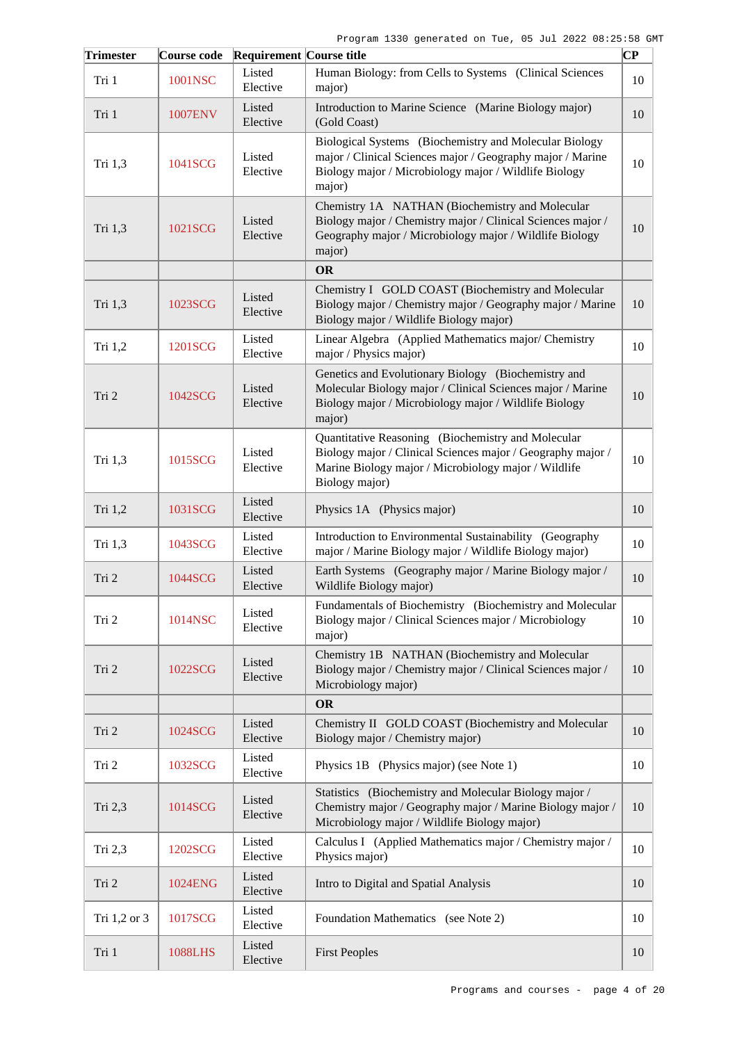| Trimester | Course code | Requirement | Course title | CP |
|---|---|---|---|---|
| Tri 1 | 1001NSC | Listed Elective | Human Biology: from Cells to Systems (Clinical Sciences major) | 10 |
| Tri 1 | 1007ENV | Listed Elective | Introduction to Marine Science (Marine Biology major) (Gold Coast) | 10 |
| Tri 1,3 | 1041SCG | Listed Elective | Biological Systems (Biochemistry and Molecular Biology major / Clinical Sciences major / Geography major / Marine Biology major / Microbiology major / Wildlife Biology major) | 10 |
| Tri 1,3 | 1021SCG | Listed Elective | Chemistry 1A NATHAN (Biochemistry and Molecular Biology major / Chemistry major / Clinical Sciences major / Geography major / Microbiology major / Wildlife Biology major) | 10 |
| | | | **OR** | |
| Tri 1,3 | 1023SCG | Listed Elective | Chemistry I GOLD COAST (Biochemistry and Molecular Biology major / Chemistry major / Geography major / Marine Biology major / Wildlife Biology major) | 10 |
| Tri 1,2 | 1201SCG | Listed Elective | Linear Algebra (Applied Mathematics major/ Chemistry major / Physics major) | 10 |
| Tri 2 | 1042SCG | Listed Elective | Genetics and Evolutionary Biology (Biochemistry and Molecular Biology major / Clinical Sciences major / Marine Biology major / Microbiology major / Wildlife Biology major) | 10 |
| Tri 1,3 | 1015SCG | Listed Elective | Quantitative Reasoning (Biochemistry and Molecular Biology major / Clinical Sciences major / Geography major / Marine Biology major / Microbiology major / Wildlife Biology major) | 10 |
| Tri 1,2 | 1031SCG | Listed Elective | Physics 1A (Physics major) | 10 |
| Tri 1,3 | 1043SCG | Listed Elective | Introduction to Environmental Sustainability (Geography major / Marine Biology major / Wildlife Biology major) | 10 |
| Tri 2 | 1044SCG | Listed Elective | Earth Systems (Geography major / Marine Biology major / Wildlife Biology major) | 10 |
| Tri 2 | 1014NSC | Listed Elective | Fundamentals of Biochemistry (Biochemistry and Molecular Biology major / Clinical Sciences major / Microbiology major) | 10 |
| Tri 2 | 1022SCG | Listed Elective | Chemistry 1B NATHAN (Biochemistry and Molecular Biology major / Chemistry major / Clinical Sciences major / Microbiology major) | 10 |
| | | | **OR** | |
| Tri 2 | 1024SCG | Listed Elective | Chemistry II GOLD COAST (Biochemistry and Molecular Biology major / Chemistry major) | 10 |
| Tri 2 | 1032SCG | Listed Elective | Physics 1B (Physics major) (see Note 1) | 10 |
| Tri 2,3 | 1014SCG | Listed Elective | Statistics (Biochemistry and Molecular Biology major / Chemistry major / Geography major / Marine Biology major / Microbiology major / Wildlife Biology major) | 10 |
| Tri 2,3 | 1202SCG | Listed Elective | Calculus I (Applied Mathematics major / Chemistry major / Physics major) | 10 |
| Tri 2 | 1024ENG | Listed Elective | Intro to Digital and Spatial Analysis | 10 |
| Tri 1,2 or 3 | 1017SCG | Listed Elective | Foundation Mathematics (see Note 2) | 10 |
| Tri 1 | 1088LHS | Listed Elective | First Peoples | 10 |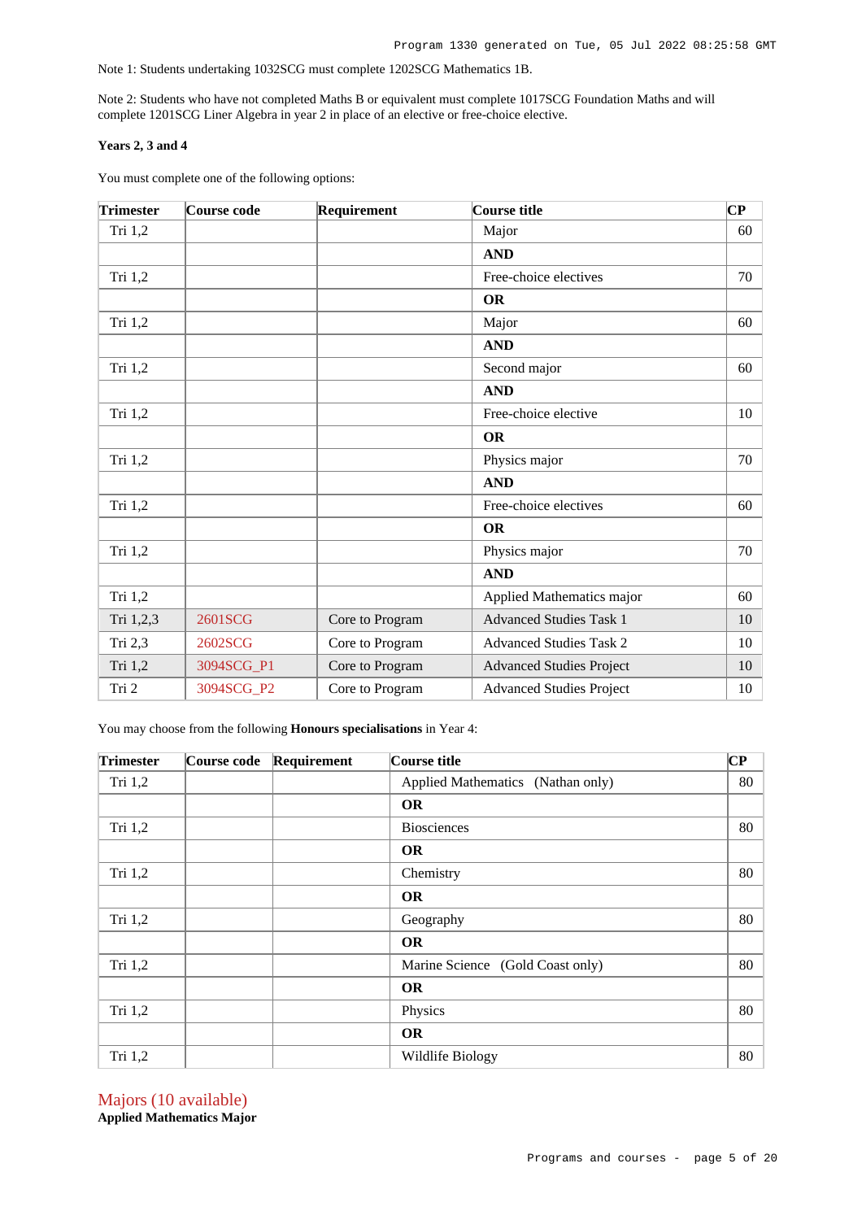Note 1: Students undertaking 1032SCG must complete 1202SCG Mathematics 1B.

Note 2: Students who have not completed Maths B or equivalent must complete 1017SCG Foundation Maths and will complete 1201SCG Liner Algebra in year 2 in place of an elective or free-choice elective.

**Years 2, 3 and 4**

You must complete one of the following options:

| Trimester | Course code | Requirement | Course title | CP |
|---|---|---|---|---|
| Tri 1,2 | | | Major | 60 |
| | | | **AND** | |
| Tri 1,2 | | | Free-choice electives | 70 |
| | | | **OR** | |
| Tri 1,2 | | | Major | 60 |
| | | | **AND** | |
| Tri 1,2 | | | Second major | 60 |
| | | | **AND** | |
| Tri 1,2 | | | Free-choice elective | 10 |
| | | | **OR** | |
| Tri 1,2 | | | Physics major | 70 |
| | | | **AND** | |
| Tri 1,2 | | | Free-choice electives | 60 |
| | | | **OR** | |
| Tri 1,2 | | | Physics major | 70 |
| | | | **AND** | |
| Tri 1,2 | | | Applied Mathematics major | 60 |
| Tri 1,2,3 | 2601SCG | Core to Program | Advanced Studies Task 1 | 10 |
| Tri 2,3 | 2602SCG | Core to Program | Advanced Studies Task 2 | 10 |
| Tri 1,2 | 3094SCG_P1 | Core to Program | Advanced Studies Project | 10 |
| Tri 2 | 3094SCG_P2 | Core to Program | Advanced Studies Project | 10 |

You may choose from the following **Honours specialisations** in Year 4:

| Trimester | Course code | Requirement | Course title | CP |
|---|---|---|---|---|
| Tri 1,2 | | | Applied Mathematics (Nathan only) | 80 |
| | | | **OR** | |
| Tri 1,2 | | | Biosciences | 80 |
| | | | **OR** | |
| Tri 1,2 | | | Chemistry | 80 |
| | | | **OR** | |
| Tri 1,2 | | | Geography | 80 |
| | | | **OR** | |
| Tri 1,2 | | | Marine Science (Gold Coast only) | 80 |
| | | | **OR** | |
| Tri 1,2 | | | Physics | 80 |
| | | | **OR** | |
| Tri 1,2 | | | Wildlife Biology | 80 |

## Majors (10 available)

**Applied Mathematics Major**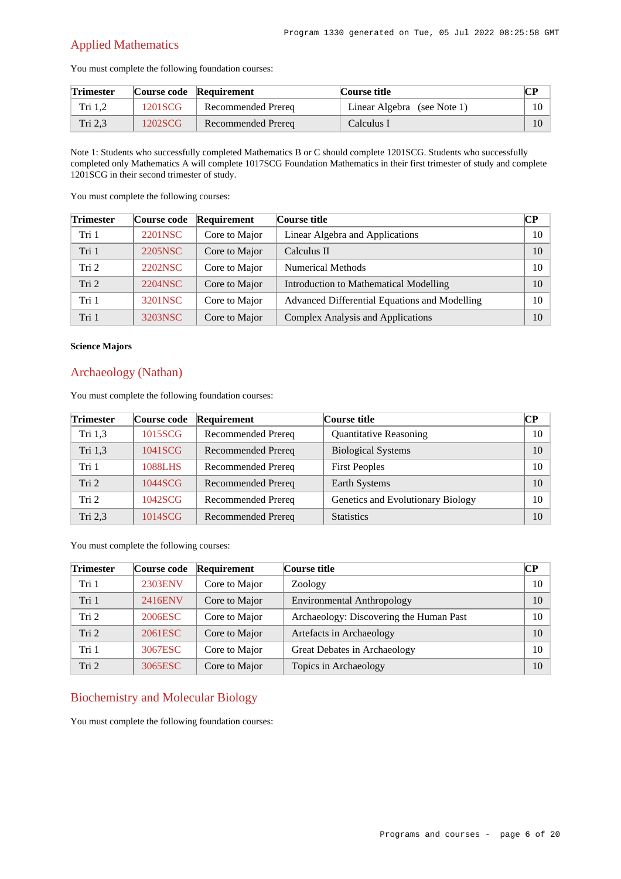## Applied Mathematics

You must complete the following foundation courses:

| Trimester | Course code | Requirement | Course title | CP |
|---|---|---|---|---|
| Tri 1,2 | 1201SCG | Recommended Prereq | Linear Algebra (see Note 1) | 10 |
| Tri 2,3 | 1202SCG | Recommended Prereq | Calculus I | 10 |

Note 1: Students who successfully completed Mathematics B or C should complete 1201SCG. Students who successfully completed only Mathematics A will complete 1017SCG Foundation Mathematics in their first trimester of study and complete 1201SCG in their second trimester of study.

You must complete the following courses:

| Trimester | Course code | Requirement | Course title | CP |
|---|---|---|---|---|
| Tri 1 | 2201NSC | Core to Major | Linear Algebra and Applications | 10 |
| Tri 1 | 2205NSC | Core to Major | Calculus II | 10 |
| Tri 2 | 2202NSC | Core to Major | Numerical Methods | 10 |
| Tri 2 | 2204NSC | Core to Major | Introduction to Mathematical Modelling | 10 |
| Tri 1 | 3201NSC | Core to Major | Advanced Differential Equations and Modelling | 10 |
| Tri 1 | 3203NSC | Core to Major | Complex Analysis and Applications | 10 |

**Science Majors**

## Archaeology (Nathan)

You must complete the following foundation courses:

| Trimester | Course code | Requirement | Course title | CP |
|---|---|---|---|---|
| Tri 1,3 | 1015SCG | Recommended Prereq | Quantitative Reasoning | 10 |
| Tri 1,3 | 1041SCG | Recommended Prereq | Biological Systems | 10 |
| Tri 1 | 1088LHS | Recommended Prereq | First Peoples | 10 |
| Tri 2 | 1044SCG | Recommended Prereq | Earth Systems | 10 |
| Tri 2 | 1042SCG | Recommended Prereq | Genetics and Evolutionary Biology | 10 |
| Tri 2,3 | 1014SCG | Recommended Prereq | Statistics | 10 |

You must complete the following courses:

| Trimester | Course code | Requirement | Course title | CP |
|---|---|---|---|---|
| Tri 1 | 2303ENV | Core to Major | Zoology | 10 |
| Tri 1 | 2416ENV | Core to Major | Environmental Anthropology | 10 |
| Tri 2 | 2006ESC | Core to Major | Archaeology: Discovering the Human Past | 10 |
| Tri 2 | 2061ESC | Core to Major | Artefacts in Archaeology | 10 |
| Tri 1 | 3067ESC | Core to Major | Great Debates in Archaeology | 10 |
| Tri 2 | 3065ESC | Core to Major | Topics in Archaeology | 10 |

## Biochemistry and Molecular Biology

You must complete the following foundation courses: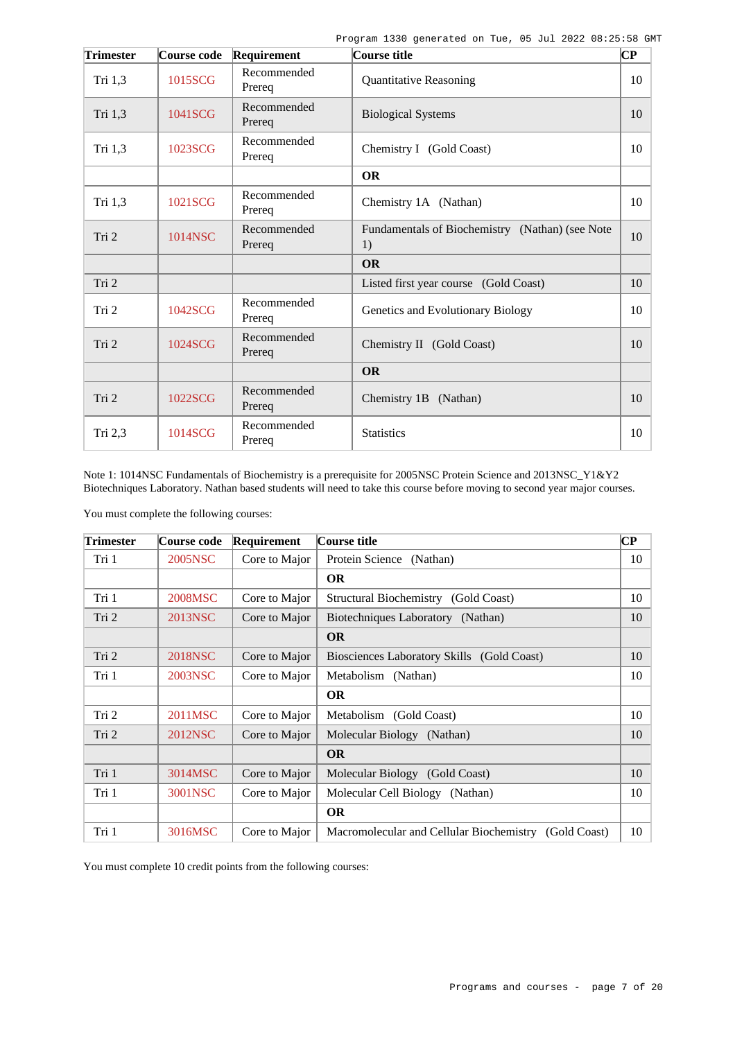| Trimester | Course code | Requirement | Course title | CP |
|---|---|---|---|---|
| Tri 1,3 | 1015SCG | Recommended Prereq | Quantitative Reasoning | 10 |
| Tri 1,3 | 1041SCG | Recommended Prereq | Biological Systems | 10 |
| Tri 1,3 | 1023SCG | Recommended Prereq | Chemistry I (Gold Coast) | 10 |
| | | | **OR** | |
| Tri 1,3 | 1021SCG | Recommended Prereq | Chemistry 1A (Nathan) | 10 |
| Tri 2 | 1014NSC | Recommended Prereq | Fundamentals of Biochemistry (Nathan) (see Note 1) | 10 |
| | | | **OR** | |
| Tri 2 | | | Listed first year course (Gold Coast) | 10 |
| Tri 2 | 1042SCG | Recommended Prereq | Genetics and Evolutionary Biology | 10 |
| Tri 2 | 1024SCG | Recommended Prereq | Chemistry II (Gold Coast) | 10 |
| | | | **OR** | |
| Tri 2 | 1022SCG | Recommended Prereq | Chemistry 1B (Nathan) | 10 |
| Tri 2,3 | 1014SCG | Recommended Prereq | Statistics | 10 |

Note 1: 1014NSC Fundamentals of Biochemistry is a prerequisite for 2005NSC Protein Science and 2013NSC_Y1&Y2 Biotechniques Laboratory. Nathan based students will need to take this course before moving to second year major courses.

You must complete the following courses:

| Trimester | Course code | Requirement | Course title | CP |
|---|---|---|---|---|
| Tri 1 | 2005NSC | Core to Major | Protein Science (Nathan) | 10 |
| | | | **OR** | |
| Tri 1 | 2008MSC | Core to Major | Structural Biochemistry (Gold Coast) | 10 |
| Tri 2 | 2013NSC | Core to Major | Biotechniques Laboratory (Nathan) | 10 |
| | | | **OR** | |
| Tri 2 | 2018NSC | Core to Major | Biosciences Laboratory Skills (Gold Coast) | 10 |
| Tri 1 | 2003NSC | Core to Major | Metabolism (Nathan) | 10 |
| | | | **OR** | |
| Tri 2 | 2011MSC | Core to Major | Metabolism (Gold Coast) | 10 |
| Tri 2 | 2012NSC | Core to Major | Molecular Biology (Nathan) | 10 |
| | | | **OR** | |
| Tri 1 | 3014MSC | Core to Major | Molecular Biology (Gold Coast) | 10 |
| Tri 1 | 3001NSC | Core to Major | Molecular Cell Biology (Nathan) | 10 |
| | | | **OR** | |
| Tri 1 | 3016MSC | Core to Major | Macromolecular and Cellular Biochemistry (Gold Coast) | 10 |

You must complete 10 credit points from the following courses: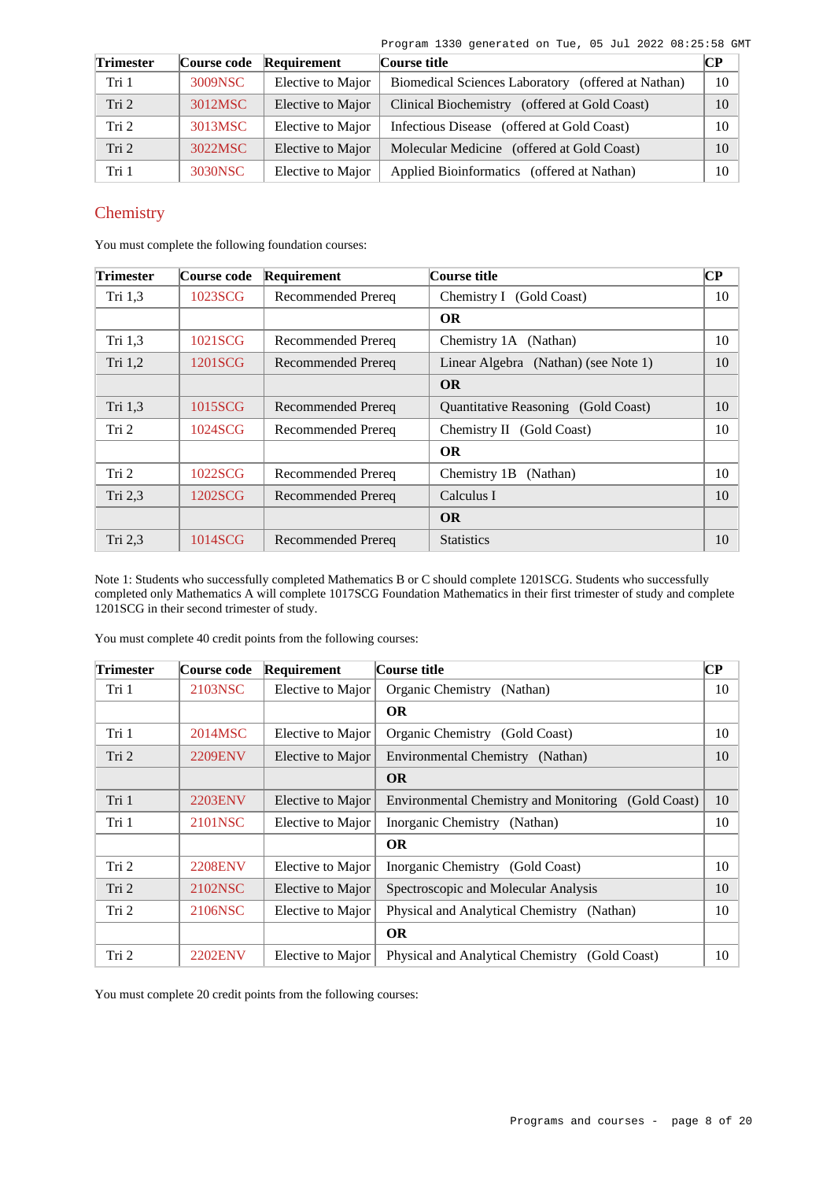| Trimester | Course code | Requirement | Course title | CP |
| --- | --- | --- | --- | --- |
| Tri 1 | 3009NSC | Elective to Major | Biomedical Sciences Laboratory (offered at Nathan) | 10 |
| Tri 2 | 3012MSC | Elective to Major | Clinical Biochemistry (offered at Gold Coast) | 10 |
| Tri 2 | 3013MSC | Elective to Major | Infectious Disease (offered at Gold Coast) | 10 |
| Tri 2 | 3022MSC | Elective to Major | Molecular Medicine (offered at Gold Coast) | 10 |
| Tri 1 | 3030NSC | Elective to Major | Applied Bioinformatics (offered at Nathan) | 10 |

## Chemistry

You must complete the following foundation courses:

| Trimester | Course code | Requirement | Course title | CP |
| --- | --- | --- | --- | --- |
| Tri 1,3 | 1023SCG | Recommended Prereq | Chemistry I (Gold Coast) | 10 |
| | | | **OR** | |
| Tri 1,3 | 1021SCG | Recommended Prereq | Chemistry 1A (Nathan) | 10 |
| Tri 1,2 | 1201SCG | Recommended Prereq | Linear Algebra (Nathan) (see Note 1) | 10 |
| | | | **OR** | |
| Tri 1,3 | 1015SCG | Recommended Prereq | Quantitative Reasoning (Gold Coast) | 10 |
| Tri 2 | 1024SCG | Recommended Prereq | Chemistry II (Gold Coast) | 10 |
| | | | **OR** | |
| Tri 2 | 1022SCG | Recommended Prereq | Chemistry 1B (Nathan) | 10 |
| Tri 2,3 | 1202SCG | Recommended Prereq | Calculus I | 10 |
| | | | **OR** | |
| Tri 2,3 | 1014SCG | Recommended Prereq | Statistics | 10 |

Note 1: Students who successfully completed Mathematics B or C should complete 1201SCG. Students who successfully completed only Mathematics A will complete 1017SCG Foundation Mathematics in their first trimester of study and complete 1201SCG in their second trimester of study.

You must complete 40 credit points from the following courses:

| Trimester | Course code | Requirement | Course title | CP |
| --- | --- | --- | --- | --- |
| Tri 1 | 2103NSC | Elective to Major | Organic Chemistry (Nathan) | 10 |
| | | | **OR** | |
| Tri 1 | 2014MSC | Elective to Major | Organic Chemistry (Gold Coast) | 10 |
| Tri 2 | 2209ENV | Elective to Major | Environmental Chemistry (Nathan) | 10 |
| | | | **OR** | |
| Tri 1 | 2203ENV | Elective to Major | Environmental Chemistry and Monitoring (Gold Coast) | 10 |
| Tri 1 | 2101NSC | Elective to Major | Inorganic Chemistry (Nathan) | 10 |
| | | | **OR** | |
| Tri 2 | 2208ENV | Elective to Major | Inorganic Chemistry (Gold Coast) | 10 |
| Tri 2 | 2102NSC | Elective to Major | Spectroscopic and Molecular Analysis | 10 |
| Tri 2 | 2106NSC | Elective to Major | Physical and Analytical Chemistry (Nathan) | 10 |
| | | | **OR** | |
| Tri 2 | 2202ENV | Elective to Major | Physical and Analytical Chemistry (Gold Coast) | 10 |

You must complete 20 credit points from the following courses: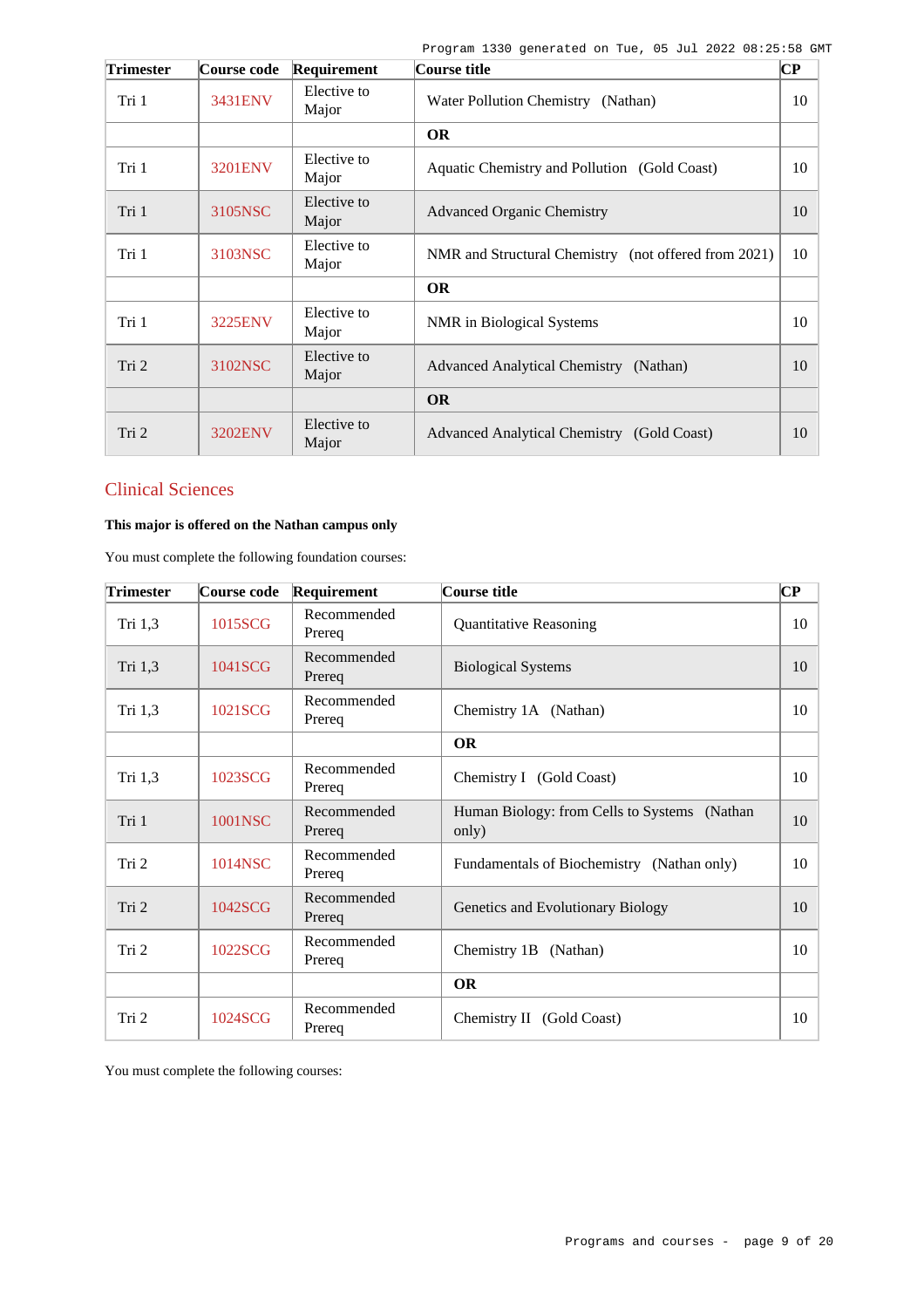| Trimester | Course code | Requirement | Course title | CP |
|---|---|---|---|---|
| Tri 1 | 3431ENV | Elective to Major | Water Pollution Chemistry (Nathan) | 10 |
| | | | **OR** | |
| Tri 1 | 3201ENV | Elective to Major | Aquatic Chemistry and Pollution (Gold Coast) | 10 |
| Tri 1 | 3105NSC | Elective to Major | Advanced Organic Chemistry | 10 |
| Tri 1 | 3103NSC | Elective to Major | NMR and Structural Chemistry (not offered from 2021) | 10 |
| | | | **OR** | |
| Tri 1 | 3225ENV | Elective to Major | NMR in Biological Systems | 10 |
| Tri 2 | 3102NSC | Elective to Major | Advanced Analytical Chemistry (Nathan) | 10 |
| | | | **OR** | |
| Tri 2 | 3202ENV | Elective to Major | Advanced Analytical Chemistry (Gold Coast) | 10 |

## Clinical Sciences

**This major is offered on the Nathan campus only**

You must complete the following foundation courses:

| Trimester | Course code | Requirement | Course title | CP |
|---|---|---|---|---|
| Tri 1,3 | 1015SCG | Recommended Prereq | Quantitative Reasoning | 10 |
| Tri 1,3 | 1041SCG | Recommended Prereq | Biological Systems | 10 |
| Tri 1,3 | 1021SCG | Recommended Prereq | Chemistry 1A (Nathan) | 10 |
| | | | **OR** | |
| Tri 1,3 | 1023SCG | Recommended Prereq | Chemistry I (Gold Coast) | 10 |
| Tri 1 | 1001NSC | Recommended Prereq | Human Biology: from Cells to Systems (Nathan only) | 10 |
| Tri 2 | 1014NSC | Recommended Prereq | Fundamentals of Biochemistry (Nathan only) | 10 |
| Tri 2 | 1042SCG | Recommended Prereq | Genetics and Evolutionary Biology | 10 |
| Tri 2 | 1022SCG | Recommended Prereq | Chemistry 1B (Nathan) | 10 |
| | | | **OR** | |
| Tri 2 | 1024SCG | Recommended Prereq | Chemistry II (Gold Coast) | 10 |

You must complete the following courses: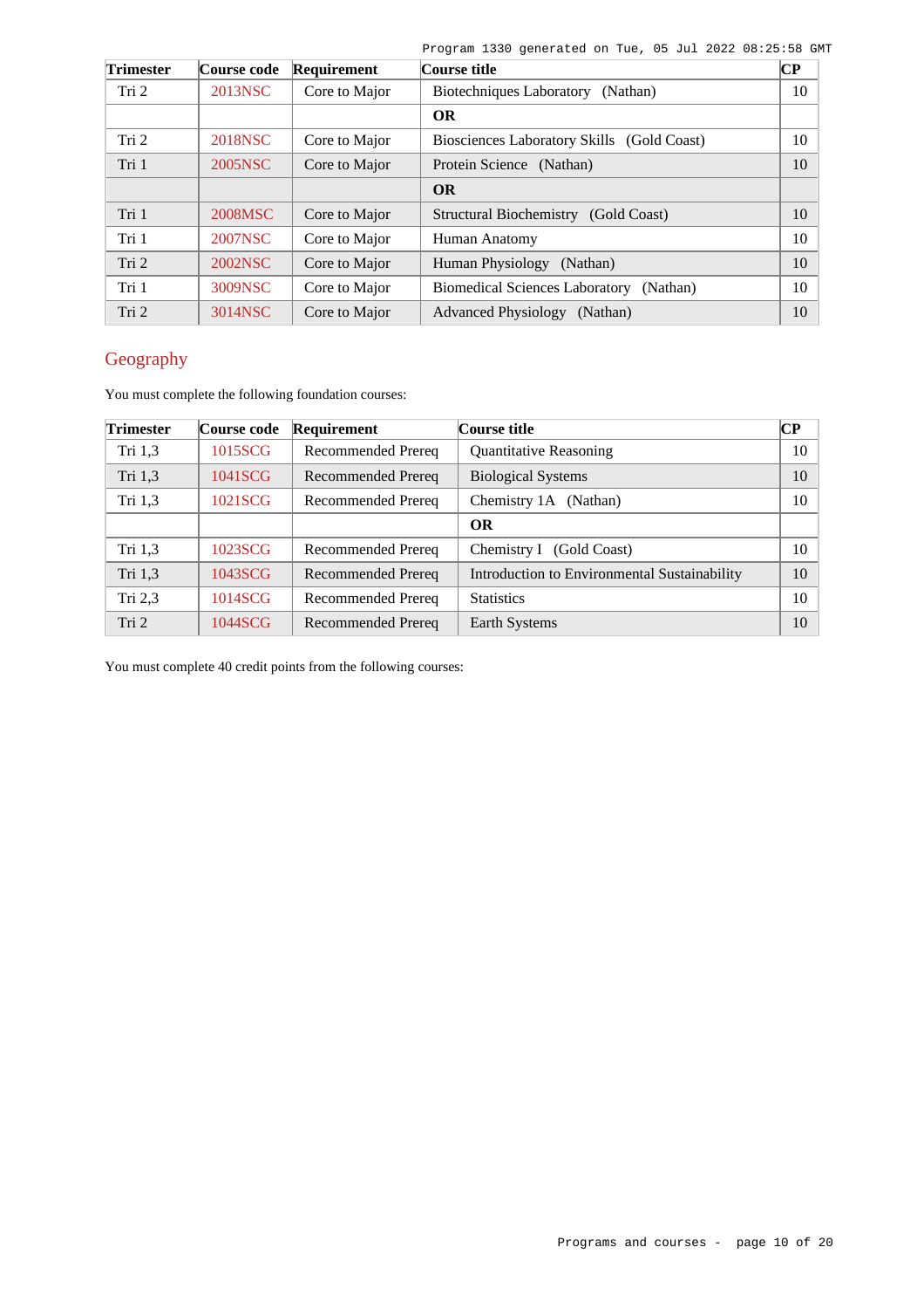| Trimester | Course code | Requirement | Course title | CP |
| --- | --- | --- | --- | --- |
| Tri 2 | 2013NSC | Core to Major | Biotechniques Laboratory (Nathan) | 10 |
| | | | **OR** | |
| Tri 2 | 2018NSC | Core to Major | Biosciences Laboratory Skills (Gold Coast) | 10 |
| Tri 1 | 2005NSC | Core to Major | Protein Science (Nathan) | 10 |
| | | | **OR** | |
| Tri 1 | 2008MSC | Core to Major | Structural Biochemistry (Gold Coast) | 10 |
| Tri 1 | 2007NSC | Core to Major | Human Anatomy | 10 |
| Tri 2 | 2002NSC | Core to Major | Human Physiology (Nathan) | 10 |
| Tri 1 | 3009NSC | Core to Major | Biomedical Sciences Laboratory (Nathan) | 10 |
| Tri 2 | 3014NSC | Core to Major | Advanced Physiology (Nathan) | 10 |

## Geography

You must complete the following foundation courses:

| Trimester | Course code | Requirement | Course title | CP |
| --- | --- | --- | --- | --- |
| Tri 1,3 | 1015SCG | Recommended Prereq | Quantitative Reasoning | 10 |
| Tri 1,3 | 1041SCG | Recommended Prereq | Biological Systems | 10 |
| Tri 1,3 | 1021SCG | Recommended Prereq | Chemistry 1A (Nathan) | 10 |
| | | | **OR** | |
| Tri 1,3 | 1023SCG | Recommended Prereq | Chemistry I (Gold Coast) | 10 |
| Tri 1,3 | 1043SCG | Recommended Prereq | Introduction to Environmental Sustainability | 10 |
| Tri 2,3 | 1014SCG | Recommended Prereq | Statistics | 10 |
| Tri 2 | 1044SCG | Recommended Prereq | Earth Systems | 10 |

You must complete 40 credit points from the following courses: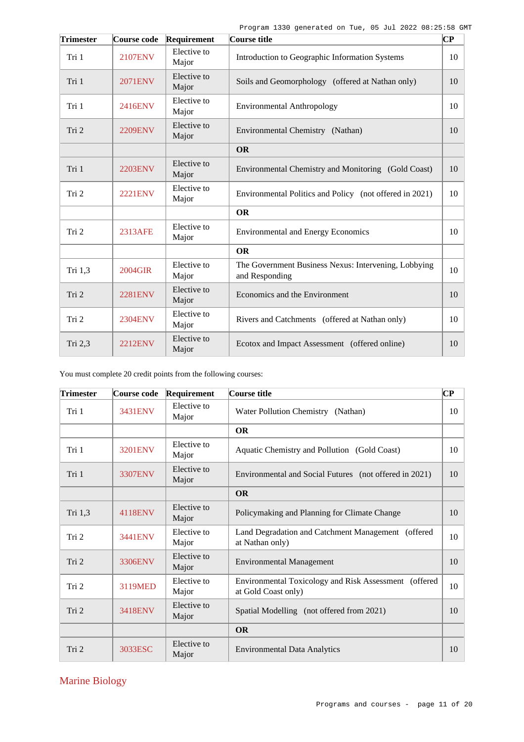| Trimester | Course code | Requirement | Course title | CP |
|---|---|---|---|---|
| Tri 1 | 2107ENV | Elective to Major | Introduction to Geographic Information Systems | 10 |
| Tri 1 | 2071ENV | Elective to Major | Soils and Geomorphology (offered at Nathan only) | 10 |
| Tri 1 | 2416ENV | Elective to Major | Environmental Anthropology | 10 |
| Tri 2 | 2209ENV | Elective to Major | Environmental Chemistry (Nathan) | 10 |
| | | | **OR** | |
| Tri 1 | 2203ENV | Elective to Major | Environmental Chemistry and Monitoring (Gold Coast) | 10 |
| Tri 2 | 2221ENV | Elective to Major | Environmental Politics and Policy (not offered in 2021) | 10 |
| | | | **OR** | |
| Tri 2 | 2313AFE | Elective to Major | Environmental and Energy Economics | 10 |
| | | | **OR** | |
| Tri 1,3 | 2004GIR | Elective to Major | The Government Business Nexus: Intervening, Lobbying and Responding | 10 |
| Tri 2 | 2281ENV | Elective to Major | Economics and the Environment | 10 |
| Tri 2 | 2304ENV | Elective to Major | Rivers and Catchments (offered at Nathan only) | 10 |
| Tri 2,3 | 2212ENV | Elective to Major | Ecotox and Impact Assessment (offered online) | 10 |

You must complete 20 credit points from the following courses:

| Trimester | Course code | Requirement | Course title | CP |
|---|---|---|---|---|
| Tri 1 | 3431ENV | Elective to Major | Water Pollution Chemistry (Nathan) | 10 |
| | | | **OR** | |
| Tri 1 | 3201ENV | Elective to Major | Aquatic Chemistry and Pollution (Gold Coast) | 10 |
| Tri 1 | 3307ENV | Elective to Major | Environmental and Social Futures (not offered in 2021) | 10 |
| | | | **OR** | |
| Tri 1,3 | 4118ENV | Elective to Major | Policymaking and Planning for Climate Change | 10 |
| Tri 2 | 3441ENV | Elective to Major | Land Degradation and Catchment Management (offered at Nathan only) | 10 |
| Tri 2 | 3306ENV | Elective to Major | Environmental Management | 10 |
| Tri 2 | 3119MED | Elective to Major | Environmental Toxicology and Risk Assessment (offered at Gold Coast only) | 10 |
| Tri 2 | 3418ENV | Elective to Major | Spatial Modelling (not offered from 2021) | 10 |
| | | | **OR** | |
| Tri 2 | 3033ESC | Elective to Major | Environmental Data Analytics | 10 |

## Marine Biology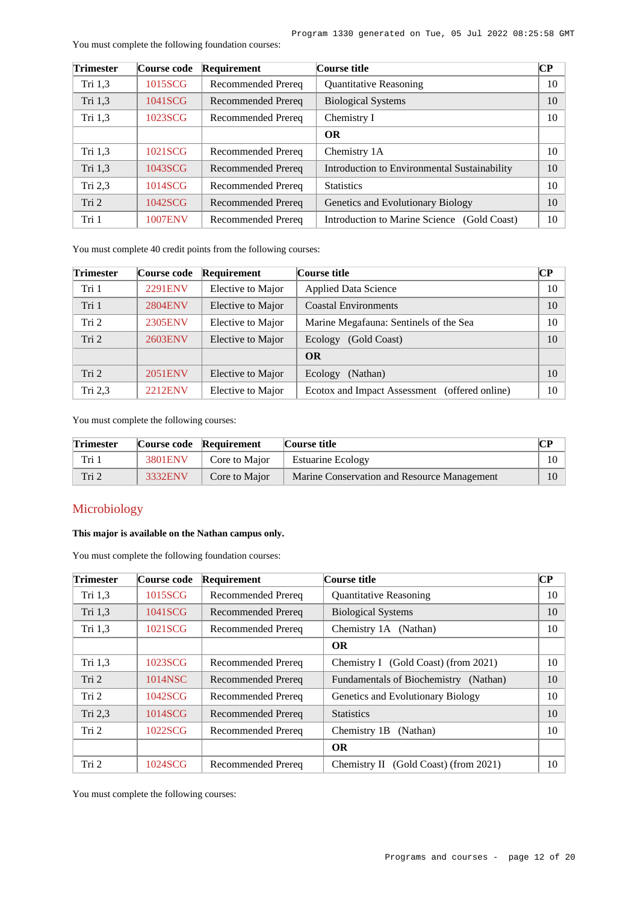You must complete the following foundation courses:

| Trimester | Course code | Requirement | Course title | CP |
| --- | --- | --- | --- | --- |
| Tri 1,3 | 1015SCG | Recommended Prereq | Quantitative Reasoning | 10 |
| Tri 1,3 | 1041SCG | Recommended Prereq | Biological Systems | 10 |
| Tri 1,3 | 1023SCG | Recommended Prereq | Chemistry I | 10 |
| | | | **OR** | |
| Tri 1,3 | 1021SCG | Recommended Prereq | Chemistry 1A | 10 |
| Tri 1,3 | 1043SCG | Recommended Prereq | Introduction to Environmental Sustainability | 10 |
| Tri 2,3 | 1014SCG | Recommended Prereq | Statistics | 10 |
| Tri 2 | 1042SCG | Recommended Prereq | Genetics and Evolutionary Biology | 10 |
| Tri 1 | 1007ENV | Recommended Prereq | Introduction to Marine Science (Gold Coast) | 10 |

You must complete 40 credit points from the following courses:

| Trimester | Course code | Requirement | Course title | CP |
| --- | --- | --- | --- | --- |
| Tri 1 | 2291ENV | Elective to Major | Applied Data Science | 10 |
| Tri 1 | 2804ENV | Elective to Major | Coastal Environments | 10 |
| Tri 2 | 2305ENV | Elective to Major | Marine Megafauna: Sentinels of the Sea | 10 |
| Tri 2 | 2603ENV | Elective to Major | Ecology (Gold Coast) | 10 |
| | | | **OR** | |
| Tri 2 | 2051ENV | Elective to Major | Ecology (Nathan) | 10 |
| Tri 2,3 | 2212ENV | Elective to Major | Ecotox and Impact Assessment (offered online) | 10 |

You must complete the following courses:

| Trimester | Course code | Requirement | Course title | CP |
| --- | --- | --- | --- | --- |
| Tri 1 | 3801ENV | Core to Major | Estuarine Ecology | 10 |
| Tri 2 | 3332ENV | Core to Major | Marine Conservation and Resource Management | 10 |

## Microbiology

**This major is available on the Nathan campus only.**

You must complete the following foundation courses:

| Trimester | Course code | Requirement | Course title | CP |
| --- | --- | --- | --- | --- |
| Tri 1,3 | 1015SCG | Recommended Prereq | Quantitative Reasoning | 10 |
| Tri 1,3 | 1041SCG | Recommended Prereq | Biological Systems | 10 |
| Tri 1,3 | 1021SCG | Recommended Prereq | Chemistry 1A (Nathan) | 10 |
| | | | **OR** | |
| Tri 1,3 | 1023SCG | Recommended Prereq | Chemistry I (Gold Coast) (from 2021) | 10 |
| Tri 2 | 1014NSC | Recommended Prereq | Fundamentals of Biochemistry (Nathan) | 10 |
| Tri 2 | 1042SCG | Recommended Prereq | Genetics and Evolutionary Biology | 10 |
| Tri 2,3 | 1014SCG | Recommended Prereq | Statistics | 10 |
| Tri 2 | 1022SCG | Recommended Prereq | Chemistry 1B (Nathan) | 10 |
| | | | **OR** | |
| Tri 2 | 1024SCG | Recommended Prereq | Chemistry II (Gold Coast) (from 2021) | 10 |

You must complete the following courses: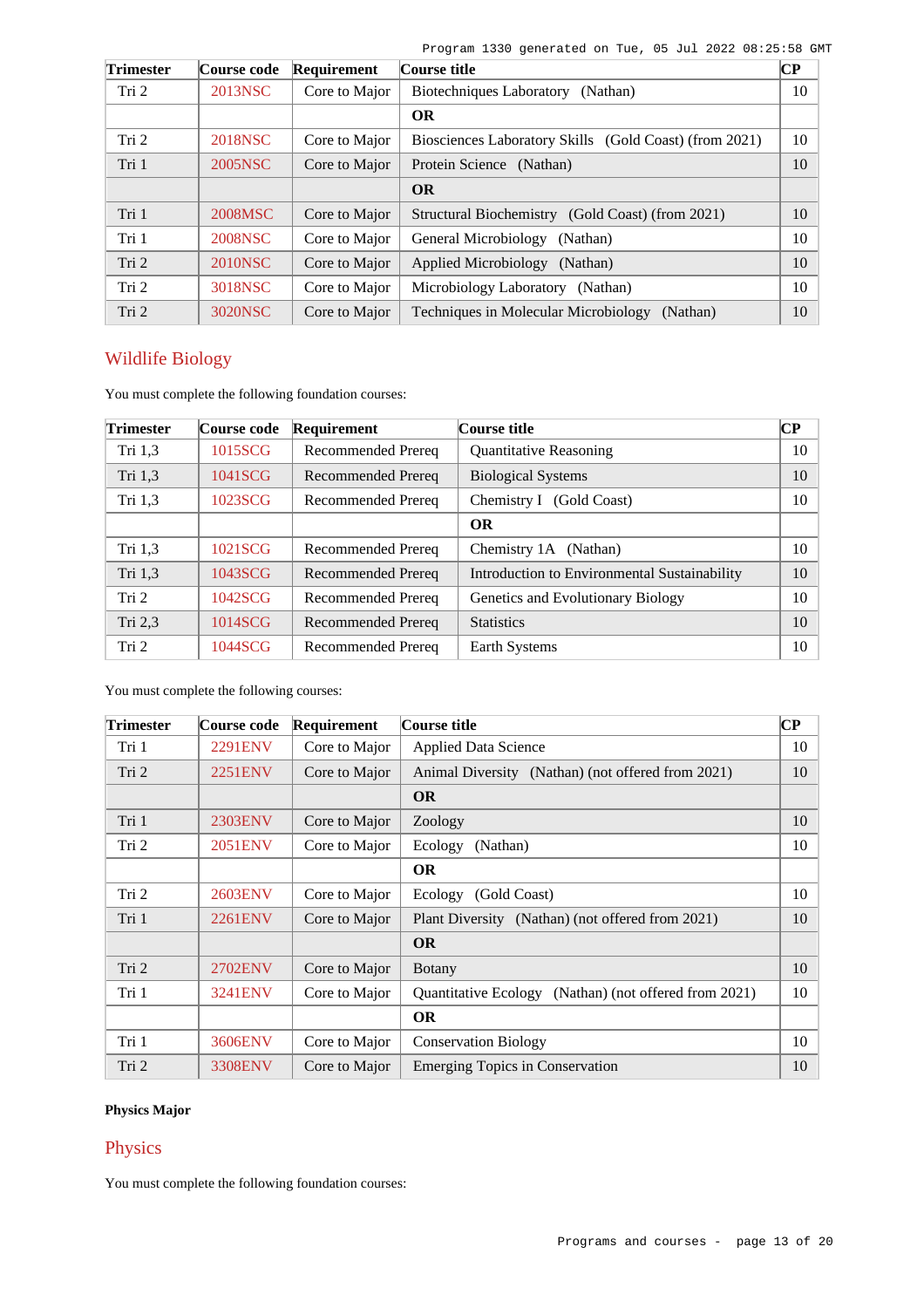| Trimester | Course code | Requirement | Course title | CP |
|---|---|---|---|---|
| Tri 2 | 2013NSC | Core to Major | Biotechniques Laboratory (Nathan) | 10 |
| | | | **OR** | |
| Tri 2 | 2018NSC | Core to Major | Biosciences Laboratory Skills (Gold Coast) (from 2021) | 10 |
| Tri 1 | 2005NSC | Core to Major | Protein Science (Nathan) | 10 |
| | | | **OR** | |
| Tri 1 | 2008MSC | Core to Major | Structural Biochemistry (Gold Coast) (from 2021) | 10 |
| Tri 1 | 2008NSC | Core to Major | General Microbiology (Nathan) | 10 |
| Tri 2 | 2010NSC | Core to Major | Applied Microbiology (Nathan) | 10 |
| Tri 2 | 3018NSC | Core to Major | Microbiology Laboratory (Nathan) | 10 |
| Tri 2 | 3020NSC | Core to Major | Techniques in Molecular Microbiology (Nathan) | 10 |

## Wildlife Biology

You must complete the following foundation courses:

| Trimester | Course code | Requirement | Course title | CP |
|---|---|---|---|---|
| Tri 1,3 | 1015SCG | Recommended Prereq | Quantitative Reasoning | 10 |
| Tri 1,3 | 1041SCG | Recommended Prereq | Biological Systems | 10 |
| Tri 1,3 | 1023SCG | Recommended Prereq | Chemistry I (Gold Coast) | 10 |
| | | | **OR** | |
| Tri 1,3 | 1021SCG | Recommended Prereq | Chemistry 1A (Nathan) | 10 |
| Tri 1,3 | 1043SCG | Recommended Prereq | Introduction to Environmental Sustainability | 10 |
| Tri 2 | 1042SCG | Recommended Prereq | Genetics and Evolutionary Biology | 10 |
| Tri 2,3 | 1014SCG | Recommended Prereq | Statistics | 10 |
| Tri 2 | 1044SCG | Recommended Prereq | Earth Systems | 10 |

You must complete the following courses:

| Trimester | Course code | Requirement | Course title | CP |
|---|---|---|---|---|
| Tri 1 | 2291ENV | Core to Major | Applied Data Science | 10 |
| Tri 2 | 2251ENV | Core to Major | Animal Diversity (Nathan) (not offered from 2021) | 10 |
| | | | **OR** | |
| Tri 1 | 2303ENV | Core to Major | Zoology | 10 |
| Tri 2 | 2051ENV | Core to Major | Ecology (Nathan) | 10 |
| | | | **OR** | |
| Tri 2 | 2603ENV | Core to Major | Ecology (Gold Coast) | 10 |
| Tri 1 | 2261ENV | Core to Major | Plant Diversity (Nathan) (not offered from 2021) | 10 |
| | | | **OR** | |
| Tri 2 | 2702ENV | Core to Major | Botany | 10 |
| Tri 1 | 3241ENV | Core to Major | Quantitative Ecology (Nathan) (not offered from 2021) | 10 |
| | | | **OR** | |
| Tri 1 | 3606ENV | Core to Major | Conservation Biology | 10 |
| Tri 2 | 3308ENV | Core to Major | Emerging Topics in Conservation | 10 |

**Physics Major**

## Physics

You must complete the following foundation courses: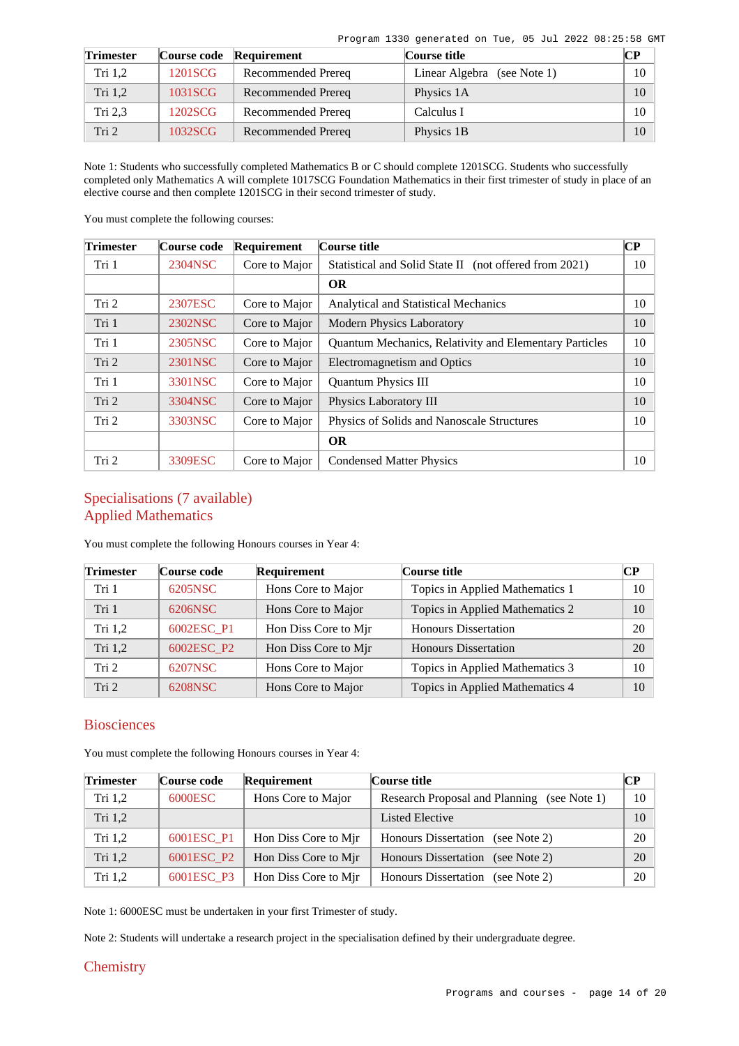| Trimester | Course code | Requirement | Course title | CP |
|---|---|---|---|---|
| Tri 1,2 | 1201SCG | Recommended Prereq | Linear Algebra (see Note 1) | 10 |
| Tri 1,2 | 1031SCG | Recommended Prereq | Physics 1A | 10 |
| Tri 2,3 | 1202SCG | Recommended Prereq | Calculus I | 10 |
| Tri 2 | 1032SCG | Recommended Prereq | Physics 1B | 10 |

Note 1: Students who successfully completed Mathematics B or C should complete 1201SCG. Students who successfully completed only Mathematics A will complete 1017SCG Foundation Mathematics in their first trimester of study in place of an elective course and then complete 1201SCG in their second trimester of study.

You must complete the following courses:

| Trimester | Course code | Requirement | Course title | CP |
|---|---|---|---|---|
| Tri 1 | 2304NSC | Core to Major | Statistical and Solid State II (not offered from 2021) | 10 |
| | | | **OR** | |
| Tri 2 | 2307ESC | Core to Major | Analytical and Statistical Mechanics | 10 |
| Tri 1 | 2302NSC | Core to Major | Modern Physics Laboratory | 10 |
| Tri 1 | 2305NSC | Core to Major | Quantum Mechanics, Relativity and Elementary Particles | 10 |
| Tri 2 | 2301NSC | Core to Major | Electromagnetism and Optics | 10 |
| Tri 1 | 3301NSC | Core to Major | Quantum Physics III | 10 |
| Tri 2 | 3304NSC | Core to Major | Physics Laboratory III | 10 |
| Tri 2 | 3303NSC | Core to Major | Physics of Solids and Nanoscale Structures | 10 |
| | | | **OR** | |
| Tri 2 | 3309ESC | Core to Major | Condensed Matter Physics | 10 |

## Specialisations (7 available)

### Applied Mathematics

You must complete the following Honours courses in Year 4:

| Trimester | Course code | Requirement | Course title | CP |
|---|---|---|---|---|
| Tri 1 | 6205NSC | Hons Core to Major | Topics in Applied Mathematics 1 | 10 |
| Tri 1 | 6206NSC | Hons Core to Major | Topics in Applied Mathematics 2 | 10 |
| Tri 1,2 | 6002ESC_P1 | Hon Diss Core to Mjr | Honours Dissertation | 20 |
| Tri 1,2 | 6002ESC_P2 | Hon Diss Core to Mjr | Honours Dissertation | 20 |
| Tri 2 | 6207NSC | Hons Core to Major | Topics in Applied Mathematics 3 | 10 |
| Tri 2 | 6208NSC | Hons Core to Major | Topics in Applied Mathematics 4 | 10 |

### Biosciences

You must complete the following Honours courses in Year 4:

| Trimester | Course code | Requirement | Course title | CP |
|---|---|---|---|---|
| Tri 1,2 | 6000ESC | Hons Core to Major | Research Proposal and Planning (see Note 1) | 10 |
| Tri 1,2 | | | Listed Elective | 10 |
| Tri 1,2 | 6001ESC_P1 | Hon Diss Core to Mjr | Honours Dissertation (see Note 2) | 20 |
| Tri 1,2 | 6001ESC_P2 | Hon Diss Core to Mjr | Honours Dissertation (see Note 2) | 20 |
| Tri 1,2 | 6001ESC_P3 | Hon Diss Core to Mjr | Honours Dissertation (see Note 2) | 20 |

Note 1: 6000ESC must be undertaken in your first Trimester of study.

Note 2: Students will undertake a research project in the specialisation defined by their undergraduate degree.

### Chemistry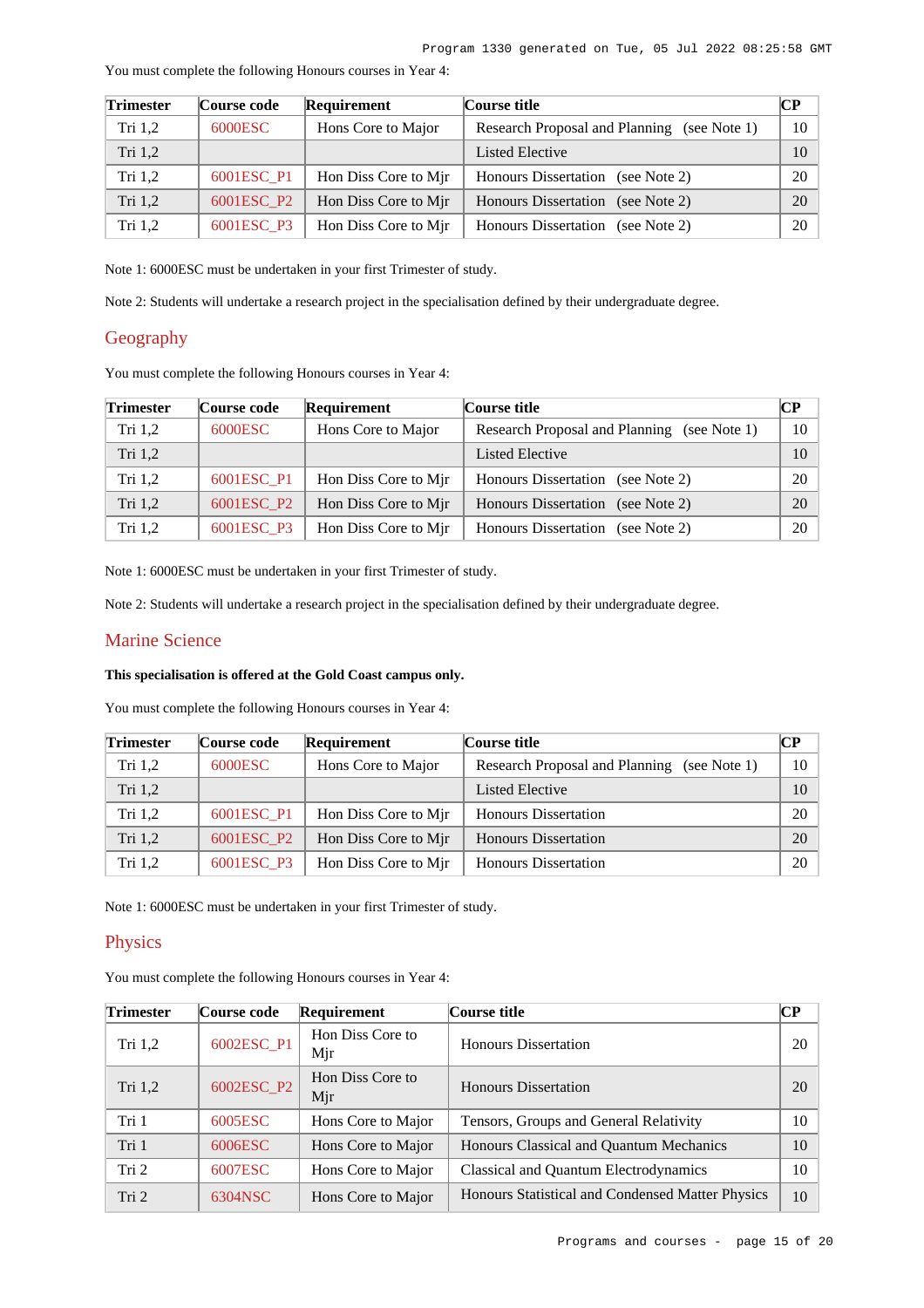You must complete the following Honours courses in Year 4:

| Trimester | Course code | Requirement | Course title | CP |
|---|---|---|---|---|
| Tri 1,2 | 6000ESC | Hons Core to Major | Research Proposal and Planning (see Note 1) | 10 |
| Tri 1,2 | | | Listed Elective | 10 |
| Tri 1,2 | 6001ESC_P1 | Hon Diss Core to Mjr | Honours Dissertation (see Note 2) | 20 |
| Tri 1,2 | 6001ESC_P2 | Hon Diss Core to Mjr | Honours Dissertation (see Note 2) | 20 |
| Tri 1,2 | 6001ESC_P3 | Hon Diss Core to Mjr | Honours Dissertation (see Note 2) | 20 |

Note 1: 6000ESC must be undertaken in your first Trimester of study.

Note 2: Students will undertake a research project in the specialisation defined by their undergraduate degree.

## Geography

You must complete the following Honours courses in Year 4:

| Trimester | Course code | Requirement | Course title | CP |
|---|---|---|---|---|
| Tri 1,2 | 6000ESC | Hons Core to Major | Research Proposal and Planning (see Note 1) | 10 |
| Tri 1,2 | | | Listed Elective | 10 |
| Tri 1,2 | 6001ESC_P1 | Hon Diss Core to Mjr | Honours Dissertation (see Note 2) | 20 |
| Tri 1,2 | 6001ESC_P2 | Hon Diss Core to Mjr | Honours Dissertation (see Note 2) | 20 |
| Tri 1,2 | 6001ESC_P3 | Hon Diss Core to Mjr | Honours Dissertation (see Note 2) | 20 |

Note 1: 6000ESC must be undertaken in your first Trimester of study.

Note 2: Students will undertake a research project in the specialisation defined by their undergraduate degree.

## Marine Science

**This specialisation is offered at the Gold Coast campus only.**

You must complete the following Honours courses in Year 4:

| Trimester | Course code | Requirement | Course title | CP |
|---|---|---|---|---|
| Tri 1,2 | 6000ESC | Hons Core to Major | Research Proposal and Planning (see Note 1) | 10 |
| Tri 1,2 | | | Listed Elective | 10 |
| Tri 1,2 | 6001ESC_P1 | Hon Diss Core to Mjr | Honours Dissertation | 20 |
| Tri 1,2 | 6001ESC_P2 | Hon Diss Core to Mjr | Honours Dissertation | 20 |
| Tri 1,2 | 6001ESC_P3 | Hon Diss Core to Mjr | Honours Dissertation | 20 |

Note 1: 6000ESC must be undertaken in your first Trimester of study.

## Physics

You must complete the following Honours courses in Year 4:

| Trimester | Course code | Requirement | Course title | CP |
|---|---|---|---|---|
| Tri 1,2 | 6002ESC_P1 | Hon Diss Core to Mjr | Honours Dissertation | 20 |
| Tri 1,2 | 6002ESC_P2 | Hon Diss Core to Mjr | Honours Dissertation | 20 |
| Tri 1 | 6005ESC | Hons Core to Major | Tensors, Groups and General Relativity | 10 |
| Tri 1 | 6006ESC | Hons Core to Major | Honours Classical and Quantum Mechanics | 10 |
| Tri 2 | 6007ESC | Hons Core to Major | Classical and Quantum Electrodynamics | 10 |
| Tri 2 | 6304NSC | Hons Core to Major | Honours Statistical and Condensed Matter Physics | 10 |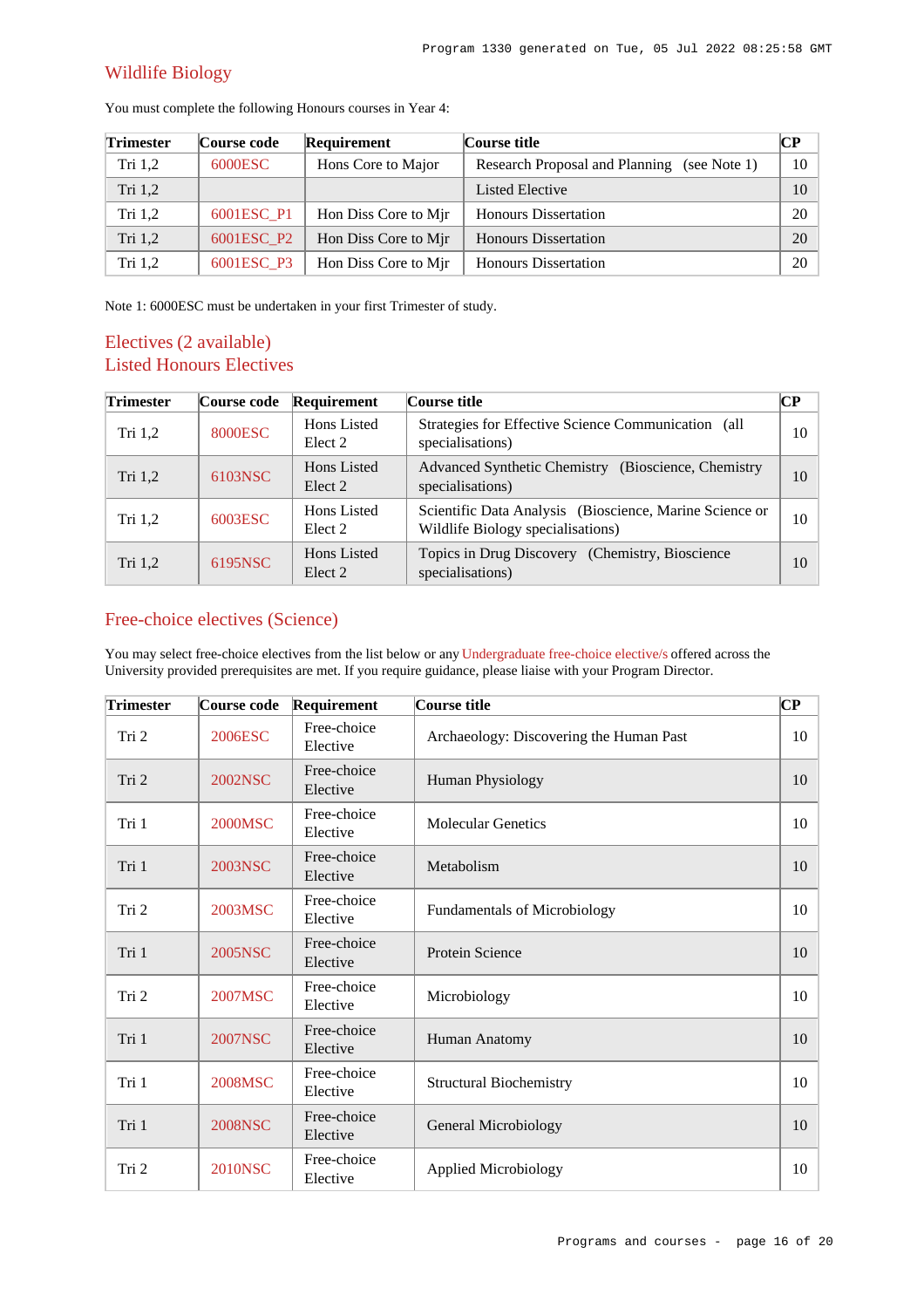## Wildlife Biology

You must complete the following Honours courses in Year 4:

| Trimester | Course code | Requirement | Course title | CP |
|---|---|---|---|---|
| Tri 1,2 | 6000ESC | Hons Core to Major | Research Proposal and Planning (see Note 1) | 10 |
| Tri 1,2 | | | Listed Elective | 10 |
| Tri 1,2 | 6001ESC_P1 | Hon Diss Core to Mjr | Honours Dissertation | 20 |
| Tri 1,2 | 6001ESC_P2 | Hon Diss Core to Mjr | Honours Dissertation | 20 |
| Tri 1,2 | 6001ESC_P3 | Hon Diss Core to Mjr | Honours Dissertation | 20 |

Note 1: 6000ESC must be undertaken in your first Trimester of study.

## Electives (2 available)
## Listed Honours Electives

| Trimester | Course code | Requirement | Course title | CP |
|---|---|---|---|---|
| Tri 1,2 | 8000ESC | Hons Listed Elect 2 | Strategies for Effective Science Communication (all specialisations) | 10 |
| Tri 1,2 | 6103NSC | Hons Listed Elect 2 | Advanced Synthetic Chemistry (Bioscience, Chemistry specialisations) | 10 |
| Tri 1,2 | 6003ESC | Hons Listed Elect 2 | Scientific Data Analysis (Bioscience, Marine Science or Wildlife Biology specialisations) | 10 |
| Tri 1,2 | 6195NSC | Hons Listed Elect 2 | Topics in Drug Discovery (Chemistry, Bioscience specialisations) | 10 |

## Free-choice electives (Science)

You may select free-choice electives from the list below or any Undergraduate free-choice elective/s offered across the University provided prerequisites are met. If you require guidance, please liaise with your Program Director.

| Trimester | Course code | Requirement | Course title | CP |
|---|---|---|---|---|
| Tri 2 | 2006ESC | Free-choice Elective | Archaeology: Discovering the Human Past | 10 |
| Tri 2 | 2002NSC | Free-choice Elective | Human Physiology | 10 |
| Tri 1 | 2000MSC | Free-choice Elective | Molecular Genetics | 10 |
| Tri 1 | 2003NSC | Free-choice Elective | Metabolism | 10 |
| Tri 2 | 2003MSC | Free-choice Elective | Fundamentals of Microbiology | 10 |
| Tri 1 | 2005NSC | Free-choice Elective | Protein Science | 10 |
| Tri 2 | 2007MSC | Free-choice Elective | Microbiology | 10 |
| Tri 1 | 2007NSC | Free-choice Elective | Human Anatomy | 10 |
| Tri 1 | 2008MSC | Free-choice Elective | Structural Biochemistry | 10 |
| Tri 1 | 2008NSC | Free-choice Elective | General Microbiology | 10 |
| Tri 2 | 2010NSC | Free-choice Elective | Applied Microbiology | 10 |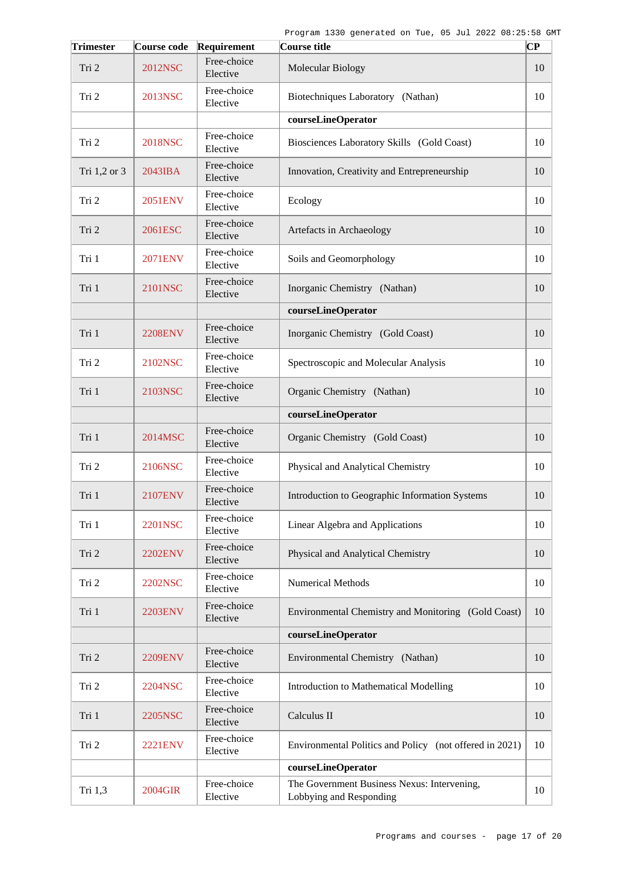| Trimester | Course code | Requirement | Course title | CP |
|---|---|---|---|---|
| Tri 2 | 2012NSC | Free-choice Elective | Molecular Biology | 10 |
| Tri 2 | 2013NSC | Free-choice Elective | Biotechniques Laboratory (Nathan) | 10 |
| | | | **courseLineOperator** | |
| Tri 2 | 2018NSC | Free-choice Elective | Biosciences Laboratory Skills (Gold Coast) | 10 |
| Tri 1,2 or 3 | 2043IBA | Free-choice Elective | Innovation, Creativity and Entrepreneurship | 10 |
| Tri 2 | 2051ENV | Free-choice Elective | Ecology | 10 |
| Tri 2 | 2061ESC | Free-choice Elective | Artefacts in Archaeology | 10 |
| Tri 1 | 2071ENV | Free-choice Elective | Soils and Geomorphology | 10 |
| Tri 1 | 2101NSC | Free-choice Elective | Inorganic Chemistry (Nathan) | 10 |
| | | | **courseLineOperator** | |
| Tri 1 | 2208ENV | Free-choice Elective | Inorganic Chemistry (Gold Coast) | 10 |
| Tri 2 | 2102NSC | Free-choice Elective | Spectroscopic and Molecular Analysis | 10 |
| Tri 1 | 2103NSC | Free-choice Elective | Organic Chemistry (Nathan) | 10 |
| | | | **courseLineOperator** | |
| Tri 1 | 2014MSC | Free-choice Elective | Organic Chemistry (Gold Coast) | 10 |
| Tri 2 | 2106NSC | Free-choice Elective | Physical and Analytical Chemistry | 10 |
| Tri 1 | 2107ENV | Free-choice Elective | Introduction to Geographic Information Systems | 10 |
| Tri 1 | 2201NSC | Free-choice Elective | Linear Algebra and Applications | 10 |
| Tri 2 | 2202ENV | Free-choice Elective | Physical and Analytical Chemistry | 10 |
| Tri 2 | 2202NSC | Free-choice Elective | Numerical Methods | 10 |
| Tri 1 | 2203ENV | Free-choice Elective | Environmental Chemistry and Monitoring (Gold Coast) | 10 |
| | | | **courseLineOperator** | |
| Tri 2 | 2209ENV | Free-choice Elective | Environmental Chemistry (Nathan) | 10 |
| Tri 2 | 2204NSC | Free-choice Elective | Introduction to Mathematical Modelling | 10 |
| Tri 1 | 2205NSC | Free-choice Elective | Calculus II | 10 |
| Tri 2 | 2221ENV | Free-choice Elective | Environmental Politics and Policy (not offered in 2021) | 10 |
| | | | **courseLineOperator** | |
| Tri 1,3 | 2004GIR | Free-choice Elective | The Government Business Nexus: Intervening, Lobbying and Responding | 10 |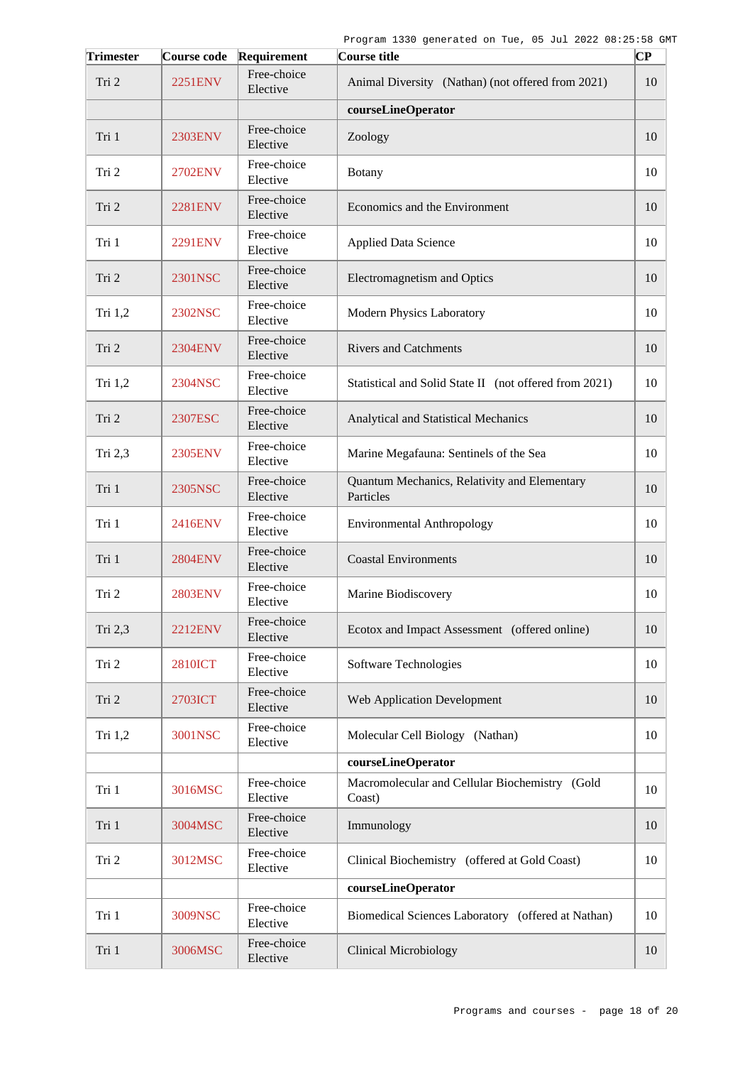| Trimester | Course code | Requirement | Course title | CP |
|---|---|---|---|---|
| Tri 2 | 2251ENV | Free-choice Elective | Animal Diversity (Nathan) (not offered from 2021) | 10 |
| | | | **courseLineOperator** | |
| Tri 1 | 2303ENV | Free-choice Elective | Zoology | 10 |
| Tri 2 | 2702ENV | Free-choice Elective | Botany | 10 |
| Tri 2 | 2281ENV | Free-choice Elective | Economics and the Environment | 10 |
| Tri 1 | 2291ENV | Free-choice Elective | Applied Data Science | 10 |
| Tri 2 | 2301NSC | Free-choice Elective | Electromagnetism and Optics | 10 |
| Tri 1,2 | 2302NSC | Free-choice Elective | Modern Physics Laboratory | 10 |
| Tri 2 | 2304ENV | Free-choice Elective | Rivers and Catchments | 10 |
| Tri 1,2 | 2304NSC | Free-choice Elective | Statistical and Solid State II (not offered from 2021) | 10 |
| Tri 2 | 2307ESC | Free-choice Elective | Analytical and Statistical Mechanics | 10 |
| Tri 2,3 | 2305ENV | Free-choice Elective | Marine Megafauna: Sentinels of the Sea | 10 |
| Tri 1 | 2305NSC | Free-choice Elective | Quantum Mechanics, Relativity and Elementary Particles | 10 |
| Tri 1 | 2416ENV | Free-choice Elective | Environmental Anthropology | 10 |
| Tri 1 | 2804ENV | Free-choice Elective | Coastal Environments | 10 |
| Tri 2 | 2803ENV | Free-choice Elective | Marine Biodiscovery | 10 |
| Tri 2,3 | 2212ENV | Free-choice Elective | Ecotox and Impact Assessment (offered online) | 10 |
| Tri 2 | 2810ICT | Free-choice Elective | Software Technologies | 10 |
| Tri 2 | 2703ICT | Free-choice Elective | Web Application Development | 10 |
| Tri 1,2 | 3001NSC | Free-choice Elective | Molecular Cell Biology (Nathan) | 10 |
| | | | **courseLineOperator** | |
| Tri 1 | 3016MSC | Free-choice Elective | Macromolecular and Cellular Biochemistry (Gold Coast) | 10 |
| Tri 1 | 3004MSC | Free-choice Elective | Immunology | 10 |
| Tri 2 | 3012MSC | Free-choice Elective | Clinical Biochemistry (offered at Gold Coast) | 10 |
| | | | **courseLineOperator** | |
| Tri 1 | 3009NSC | Free-choice Elective | Biomedical Sciences Laboratory (offered at Nathan) | 10 |
| Tri 1 | 3006MSC | Free-choice Elective | Clinical Microbiology | 10 |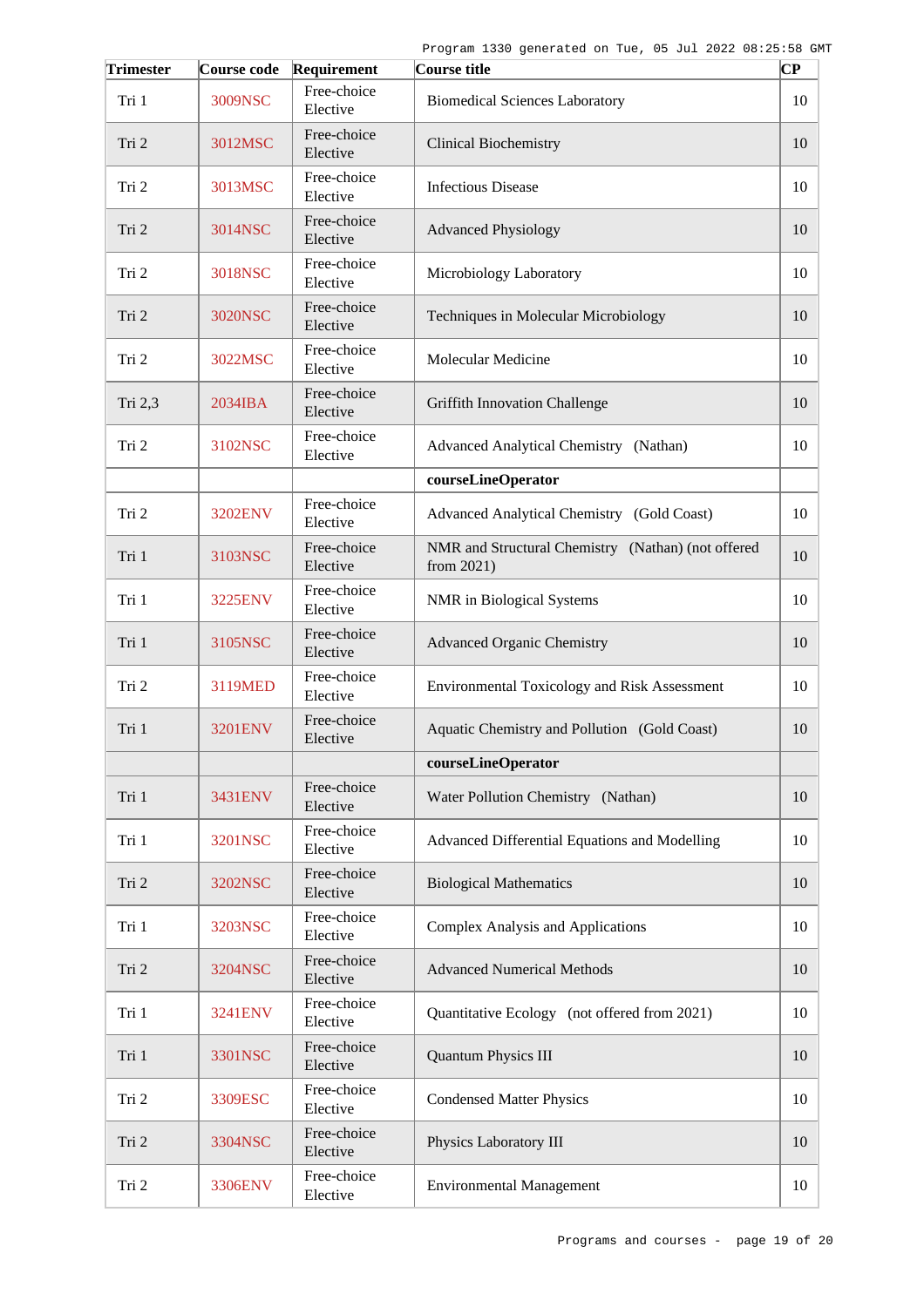| Trimester | Course code | Requirement | Course title | CP |
|---|---|---|---|---|
| Tri 1 | 3009NSC | Free-choice Elective | Biomedical Sciences Laboratory | 10 |
| Tri 2 | 3012MSC | Free-choice Elective | Clinical Biochemistry | 10 |
| Tri 2 | 3013MSC | Free-choice Elective | Infectious Disease | 10 |
| Tri 2 | 3014NSC | Free-choice Elective | Advanced Physiology | 10 |
| Tri 2 | 3018NSC | Free-choice Elective | Microbiology Laboratory | 10 |
| Tri 2 | 3020NSC | Free-choice Elective | Techniques in Molecular Microbiology | 10 |
| Tri 2 | 3022MSC | Free-choice Elective | Molecular Medicine | 10 |
| Tri 2,3 | 2034IBA | Free-choice Elective | Griffith Innovation Challenge | 10 |
| Tri 2 | 3102NSC | Free-choice Elective | Advanced Analytical Chemistry (Nathan) | 10 |
| | | | **courseLineOperator** | |
| Tri 2 | 3202ENV | Free-choice Elective | Advanced Analytical Chemistry (Gold Coast) | 10 |
| Tri 1 | 3103NSC | Free-choice Elective | NMR and Structural Chemistry (Nathan) (not offered from 2021) | 10 |
| Tri 1 | 3225ENV | Free-choice Elective | NMR in Biological Systems | 10 |
| Tri 1 | 3105NSC | Free-choice Elective | Advanced Organic Chemistry | 10 |
| Tri 2 | 3119MED | Free-choice Elective | Environmental Toxicology and Risk Assessment | 10 |
| Tri 1 | 3201ENV | Free-choice Elective | Aquatic Chemistry and Pollution (Gold Coast) | 10 |
| | | | **courseLineOperator** | |
| Tri 1 | 3431ENV | Free-choice Elective | Water Pollution Chemistry (Nathan) | 10 |
| Tri 1 | 3201NSC | Free-choice Elective | Advanced Differential Equations and Modelling | 10 |
| Tri 2 | 3202NSC | Free-choice Elective | Biological Mathematics | 10 |
| Tri 1 | 3203NSC | Free-choice Elective | Complex Analysis and Applications | 10 |
| Tri 2 | 3204NSC | Free-choice Elective | Advanced Numerical Methods | 10 |
| Tri 1 | 3241ENV | Free-choice Elective | Quantitative Ecology (not offered from 2021) | 10 |
| Tri 1 | 3301NSC | Free-choice Elective | Quantum Physics III | 10 |
| Tri 2 | 3309ESC | Free-choice Elective | Condensed Matter Physics | 10 |
| Tri 2 | 3304NSC | Free-choice Elective | Physics Laboratory III | 10 |
| Tri 2 | 3306ENV | Free-choice Elective | Environmental Management | 10 |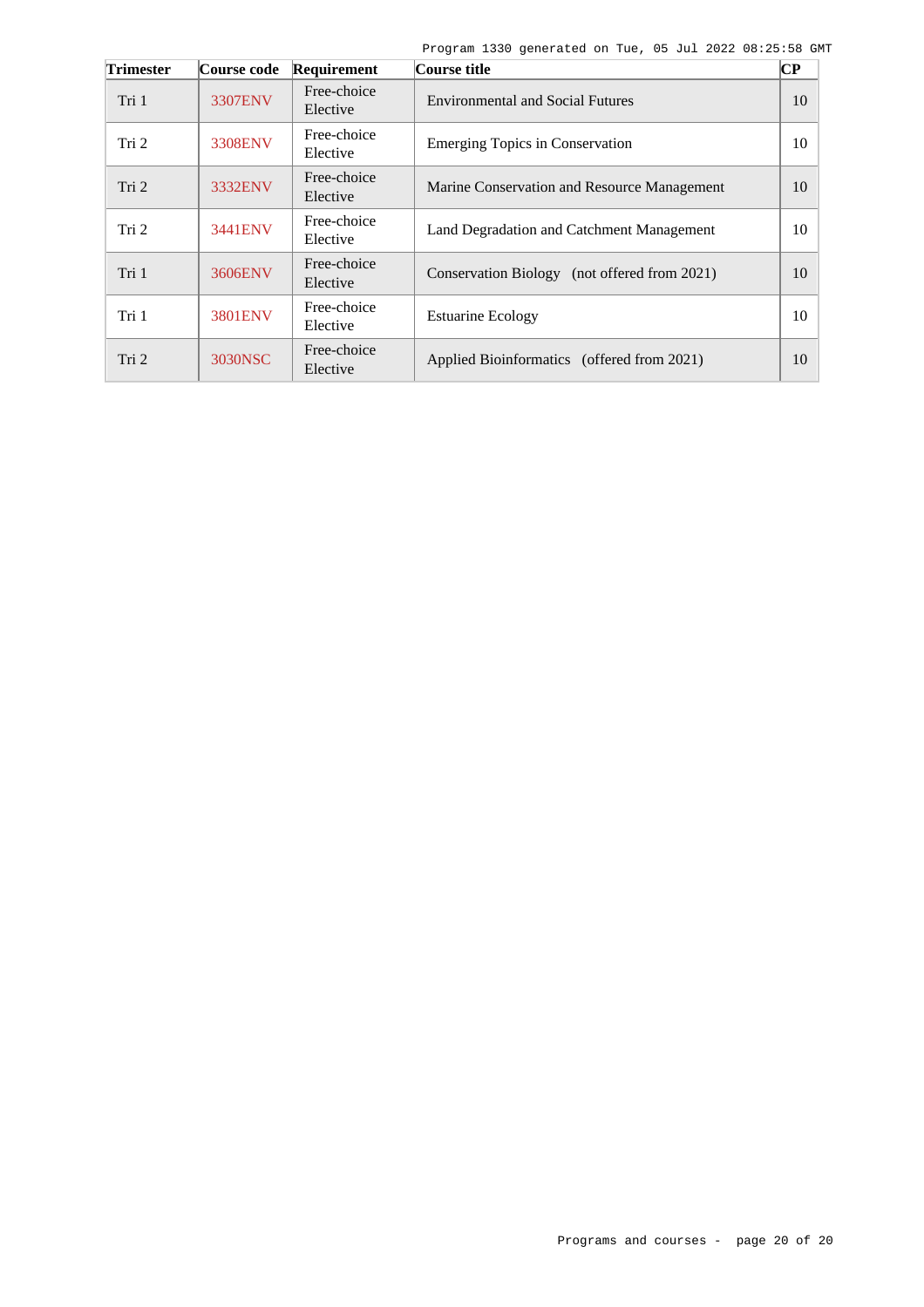| Trimester | Course code | Requirement | Course title | CP |
|---|---|---|---|---|
| Tri 1 | 3307ENV | Free-choice Elective | Environmental and Social Futures | 10 |
| Tri 2 | 3308ENV | Free-choice Elective | Emerging Topics in Conservation | 10 |
| Tri 2 | 3332ENV | Free-choice Elective | Marine Conservation and Resource Management | 10 |
| Tri 2 | 3441ENV | Free-choice Elective | Land Degradation and Catchment Management | 10 |
| Tri 1 | 3606ENV | Free-choice Elective | Conservation Biology (not offered from 2021) | 10 |
| Tri 1 | 3801ENV | Free-choice Elective | Estuarine Ecology | 10 |
| Tri 2 | 3030NSC | Free-choice Elective | Applied Bioinformatics (offered from 2021) | 10 |